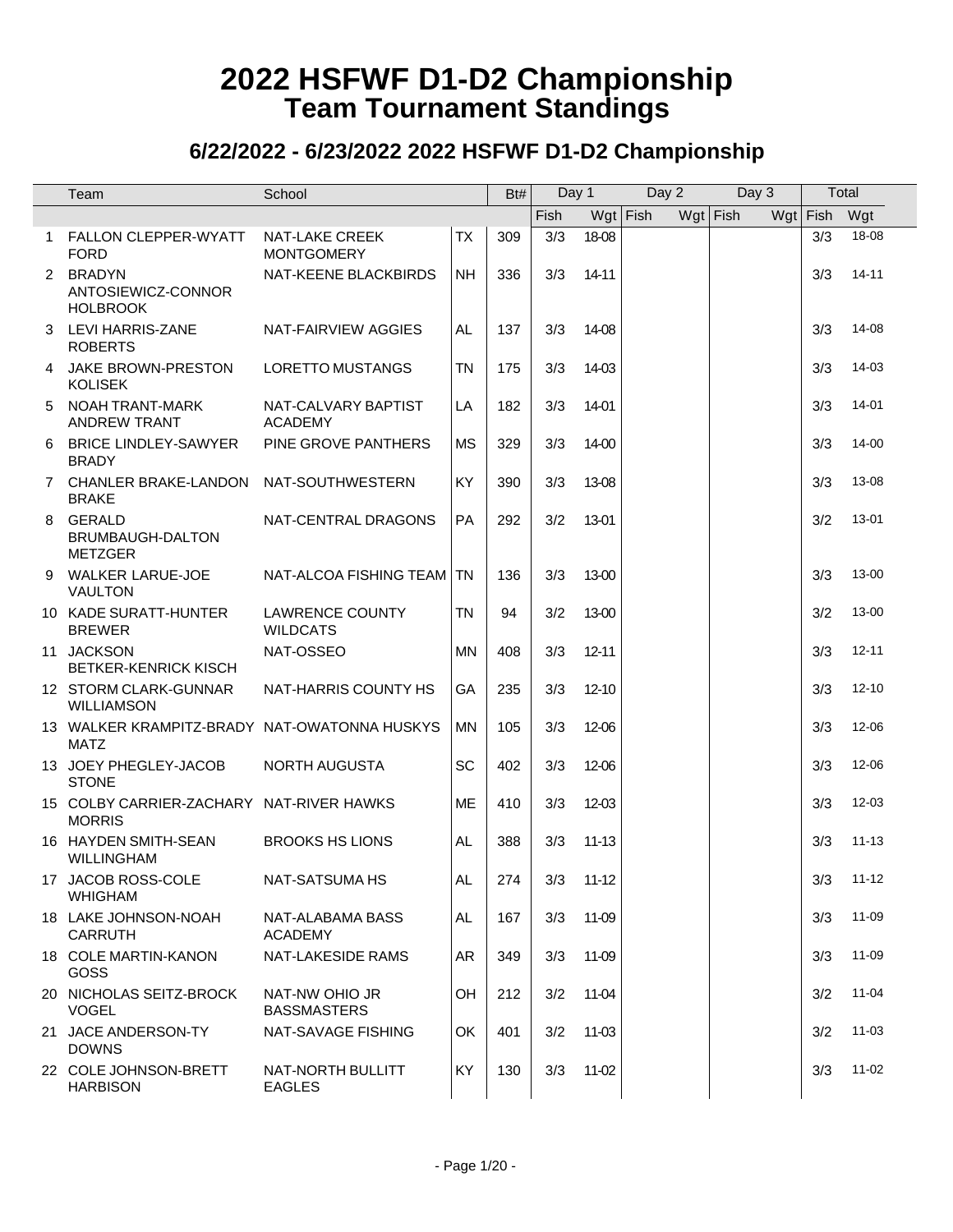# 2022 HSFWF D1-D2 Championship
## Team Tournament Standings

### 6/22/2022 - 6/23/2022 2022 HSFWF D1-D2 Championship

| | Team | School | | Bt# | Day 1 | | Day 2 | | Day 3 | | Total | |
|---|---|---|---|---|---|---|---|---|---|---|---|---|
| | | | | | Fish | Wgt | Fish | Wgt | Fish | Wgt | Fish | Wgt |
| 1 | FALLON CLEPPER-WYATT FORD | NAT-LAKE CREEK MONTGOMERY | TX | 309 | 3/3 | 18-08 | | | | | 3/3 | 18-08 |
| 2 | BRADYN ANTOSIEWICZ-CONNOR HOLBROOK | NAT-KEENE BLACKBIRDS | NH | 336 | 3/3 | 14-11 | | | | | 3/3 | 14-11 |
| 3 | LEVI HARRIS-ZANE ROBERTS | NAT-FAIRVIEW AGGIES | AL | 137 | 3/3 | 14-08 | | | | | 3/3 | 14-08 |
| 4 | JAKE BROWN-PRESTON KOLISEK | LORETTO MUSTANGS | TN | 175 | 3/3 | 14-03 | | | | | 3/3 | 14-03 |
| 5 | NOAH TRANT-MARK ANDREW TRANT | NAT-CALVARY BAPTIST ACADEMY | LA | 182 | 3/3 | 14-01 | | | | | 3/3 | 14-01 |
| 6 | BRICE LINDLEY-SAWYER BRADY | PINE GROVE PANTHERS | MS | 329 | 3/3 | 14-00 | | | | | 3/3 | 14-00 |
| 7 | CHANLER BRAKE-LANDON BRAKE | NAT-SOUTHWESTERN | KY | 390 | 3/3 | 13-08 | | | | | 3/3 | 13-08 |
| 8 | GERALD BRUMBAUGH-DALTON METZGER | NAT-CENTRAL DRAGONS | PA | 292 | 3/2 | 13-01 | | | | | 3/2 | 13-01 |
| 9 | WALKER LARUE-JOE VAULTON | NAT-ALCOA FISHING TEAM | TN | 136 | 3/3 | 13-00 | | | | | 3/3 | 13-00 |
| 10 | KADE SURATT-HUNTER BREWER | LAWRENCE COUNTY WILDCATS | TN | 94 | 3/2 | 13-00 | | | | | 3/2 | 13-00 |
| 11 | JACKSON BETKER-KENRICK KISCH | NAT-OSSEO | MN | 408 | 3/3 | 12-11 | | | | | 3/3 | 12-11 |
| 12 | STORM CLARK-GUNNAR WILLIAMSON | NAT-HARRIS COUNTY HS | GA | 235 | 3/3 | 12-10 | | | | | 3/3 | 12-10 |
| 13 | WALKER KRAMPITZ-BRADY MATZ | NAT-OWATONNA HUSKYS | MN | 105 | 3/3 | 12-06 | | | | | 3/3 | 12-06 |
| 13 | JOEY PHEGLEY-JACOB STONE | NORTH AUGUSTA | SC | 402 | 3/3 | 12-06 | | | | | 3/3 | 12-06 |
| 15 | COLBY CARRIER-ZACHARY MORRIS | NAT-RIVER HAWKS | ME | 410 | 3/3 | 12-03 | | | | | 3/3 | 12-03 |
| 16 | HAYDEN SMITH-SEAN WILLINGHAM | BROOKS HS LIONS | AL | 388 | 3/3 | 11-13 | | | | | 3/3 | 11-13 |
| 17 | JACOB ROSS-COLE WHIGHAM | NAT-SATSUMA HS | AL | 274 | 3/3 | 11-12 | | | | | 3/3 | 11-12 |
| 18 | LAKE JOHNSON-NOAH CARRUTH | NAT-ALABAMA BASS ACADEMY | AL | 167 | 3/3 | 11-09 | | | | | 3/3 | 11-09 |
| 18 | COLE MARTIN-KANON GOSS | NAT-LAKESIDE RAMS | AR | 349 | 3/3 | 11-09 | | | | | 3/3 | 11-09 |
| 20 | NICHOLAS SEITZ-BROCK VOGEL | NAT-NW OHIO JR BASSMASTERS | OH | 212 | 3/2 | 11-04 | | | | | 3/2 | 11-04 |
| 21 | JACE ANDERSON-TY DOWNS | NAT-SAVAGE FISHING | OK | 401 | 3/2 | 11-03 | | | | | 3/2 | 11-03 |
| 22 | COLE JOHNSON-BRETT HARBISON | NAT-NORTH BULLITT EAGLES | KY | 130 | 3/3 | 11-02 | | | | | 3/3 | 11-02 |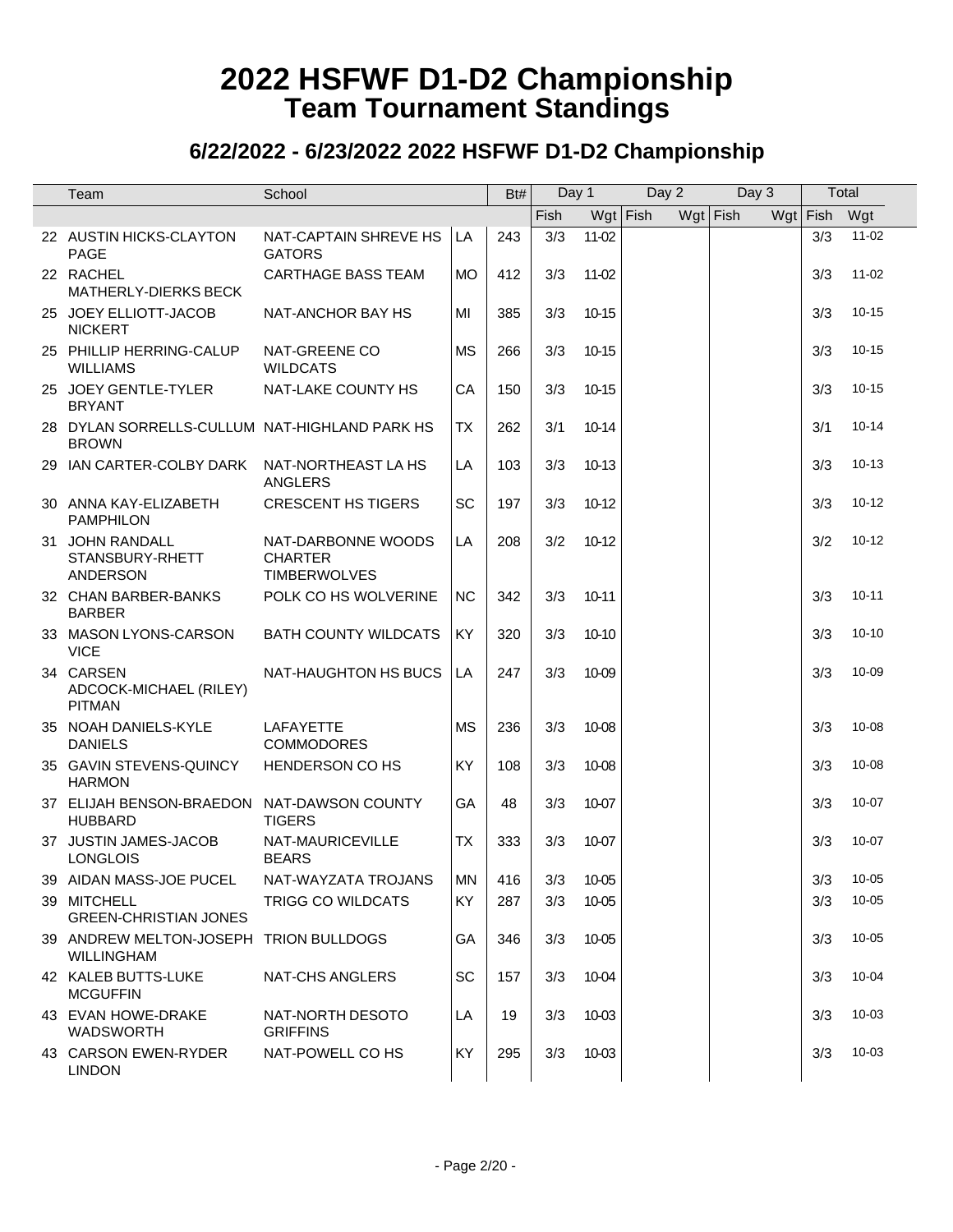# 2022 HSFWF D1-D2 Championship
## Team Tournament Standings

### 6/22/2022 - 6/23/2022 2022 HSFWF D1-D2 Championship

| | Team | School | | Bt# | Day 1 | | Day 2 | | Day 3 | | Total | |
|---|---|---|---|---|---|---|---|---|---|---|---|---|
| | | | | | Fish | Wgt | Fish | Wgt | Fish | Wgt | Fish | Wgt |
| 22 | AUSTIN HICKS-CLAYTON PAGE | NAT-CAPTAIN SHREVE HS GATORS | LA | 243 | 3/3 | 11-02 | | | | | 3/3 | 11-02 |
| 22 | RACHEL MATHERLY-DIERKS BECK | CARTHAGE BASS TEAM | MO | 412 | 3/3 | 11-02 | | | | | 3/3 | 11-02 |
| 25 | JOEY ELLIOTT-JACOB NICKERT | NAT-ANCHOR BAY HS | MI | 385 | 3/3 | 10-15 | | | | | 3/3 | 10-15 |
| 25 | PHILLIP HERRING-CALUP WILLIAMS | NAT-GREENE CO WILDCATS | MS | 266 | 3/3 | 10-15 | | | | | 3/3 | 10-15 |
| 25 | JOEY GENTLE-TYLER BRYANT | NAT-LAKE COUNTY HS | CA | 150 | 3/3 | 10-15 | | | | | 3/3 | 10-15 |
| 28 | DYLAN SORRELLS-CULLUM BROWN | NAT-HIGHLAND PARK HS | TX | 262 | 3/1 | 10-14 | | | | | 3/1 | 10-14 |
| 29 | IAN CARTER-COLBY DARK | NAT-NORTHEAST LA HS ANGLERS | LA | 103 | 3/3 | 10-13 | | | | | 3/3 | 10-13 |
| 30 | ANNA KAY-ELIZABETH PAMPHILON | CRESCENT HS TIGERS | SC | 197 | 3/3 | 10-12 | | | | | 3/3 | 10-12 |
| 31 | JOHN RANDALL STANSBURY-RHETT ANDERSON | NAT-DARBONNE WOODS CHARTER TIMBERWOLVES | LA | 208 | 3/2 | 10-12 | | | | | 3/2 | 10-12 |
| 32 | CHAN BARBER-BANKS BARBER | POLK CO HS WOLVERINE | NC | 342 | 3/3 | 10-11 | | | | | 3/3 | 10-11 |
| 33 | MASON LYONS-CARSON VICE | BATH COUNTY WILDCATS | KY | 320 | 3/3 | 10-10 | | | | | 3/3 | 10-10 |
| 34 | CARSEN ADCOCK-MICHAEL (RILEY) PITMAN | NAT-HAUGHTON HS BUCS | LA | 247 | 3/3 | 10-09 | | | | | 3/3 | 10-09 |
| 35 | NOAH DANIELS-KYLE DANIELS | LAFAYETTE COMMODORES | MS | 236 | 3/3 | 10-08 | | | | | 3/3 | 10-08 |
| 35 | GAVIN STEVENS-QUINCY HARMON | HENDERSON CO HS | KY | 108 | 3/3 | 10-08 | | | | | 3/3 | 10-08 |
| 37 | ELIJAH BENSON-BRAEDON HUBBARD | NAT-DAWSON COUNTY TIGERS | GA | 48 | 3/3 | 10-07 | | | | | 3/3 | 10-07 |
| 37 | JUSTIN JAMES-JACOB LONGLOIS | NAT-MAURICEVILLE BEARS | TX | 333 | 3/3 | 10-07 | | | | | 3/3 | 10-07 |
| 39 | AIDAN MASS-JOE PUCEL | NAT-WAYZATA TROJANS | MN | 416 | 3/3 | 10-05 | | | | | 3/3 | 10-05 |
| 39 | MITCHELL GREEN-CHRISTIAN JONES | TRIGG CO WILDCATS | KY | 287 | 3/3 | 10-05 | | | | | 3/3 | 10-05 |
| 39 | ANDREW MELTON-JOSEPH WILLINGHAM | TRION BULLDOGS | GA | 346 | 3/3 | 10-05 | | | | | 3/3 | 10-05 |
| 42 | KALEB BUTTS-LUKE MCGUFFIN | NAT-CHS ANGLERS | SC | 157 | 3/3 | 10-04 | | | | | 3/3 | 10-04 |
| 43 | EVAN HOWE-DRAKE WADSWORTH | NAT-NORTH DESOTO GRIFFINS | LA | 19 | 3/3 | 10-03 | | | | | 3/3 | 10-03 |
| 43 | CARSON EWEN-RYDER LINDON | NAT-POWELL CO HS | KY | 295 | 3/3 | 10-03 | | | | | 3/3 | 10-03 |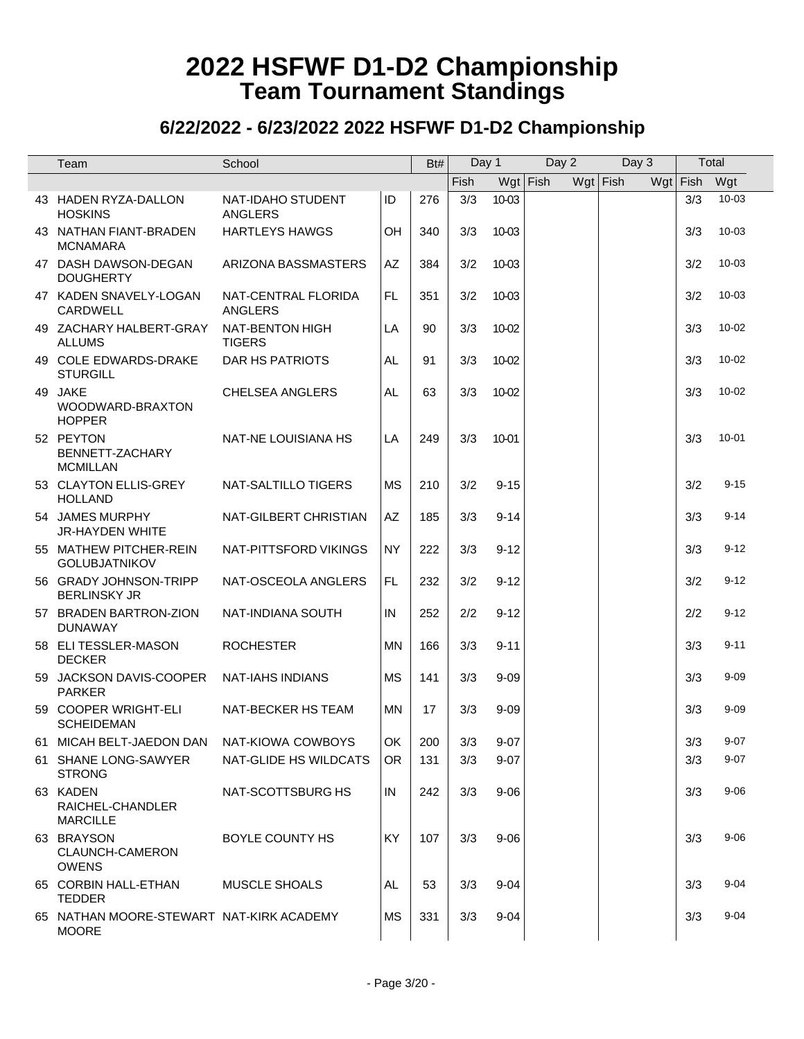# 2022 HSFWF D1-D2 Championship
## Team Tournament Standings

### 6/22/2022 - 6/23/2022 2022 HSFWF D1-D2 Championship

| | Team | School | | Bt# | Day 1 | | Day 2 | | Day 3 | | Total | |
|---|---|---|---|---|---|---|---|---|---|---|---|---|
| | | | | | Fish | Wgt | Fish | Wgt | Fish | Wgt | Fish | Wgt |
| 43 | HADEN RYZA-DALLON HOSKINS | NAT-IDAHO STUDENT ANGLERS | ID | 276 | 3/3 | 10-03 | | | | | 3/3 | 10-03 |
| 43 | NATHAN FIANT-BRADEN MCNAMARA | HARTLEYS HAWGS | OH | 340 | 3/3 | 10-03 | | | | | 3/3 | 10-03 |
| 47 | DASH DAWSON-DEGAN DOUGHERTY | ARIZONA BASSMASTERS | AZ | 384 | 3/2 | 10-03 | | | | | 3/2 | 10-03 |
| 47 | KADEN SNAVELY-LOGAN CARDWELL | NAT-CENTRAL FLORIDA ANGLERS | FL | 351 | 3/2 | 10-03 | | | | | 3/2 | 10-03 |
| 49 | ZACHARY HALBERT-GRAY ALLUMS | NAT-BENTON HIGH TIGERS | LA | 90 | 3/3 | 10-02 | | | | | 3/3 | 10-02 |
| 49 | COLE EDWARDS-DRAKE STURGILL | DAR HS PATRIOTS | AL | 91 | 3/3 | 10-02 | | | | | 3/3 | 10-02 |
| 49 | JAKE WOODWARD-BRAXTON HOPPER | CHELSEA ANGLERS | AL | 63 | 3/3 | 10-02 | | | | | 3/3 | 10-02 |
| 52 | PEYTON BENNETT-ZACHARY MCMILLAN | NAT-NE LOUISIANA HS | LA | 249 | 3/3 | 10-01 | | | | | 3/3 | 10-01 |
| 53 | CLAYTON ELLIS-GREY HOLLAND | NAT-SALTILLO TIGERS | MS | 210 | 3/2 | 9-15 | | | | | 3/2 | 9-15 |
| 54 | JAMES MURPHY JR-HAYDEN WHITE | NAT-GILBERT CHRISTIAN | AZ | 185 | 3/3 | 9-14 | | | | | 3/3 | 9-14 |
| 55 | MATHEW PITCHER-REIN GOLUBJATNIKOV | NAT-PITTSFORD VIKINGS | NY | 222 | 3/3 | 9-12 | | | | | 3/3 | 9-12 |
| 56 | GRADY JOHNSON-TRIPP BERLINSKY JR | NAT-OSCEOLA ANGLERS | FL | 232 | 3/2 | 9-12 | | | | | 3/2 | 9-12 |
| 57 | BRADEN BARTRON-ZION DUNAWAY | NAT-INDIANA SOUTH | IN | 252 | 2/2 | 9-12 | | | | | 2/2 | 9-12 |
| 58 | ELI TESSLER-MASON DECKER | ROCHESTER | MN | 166 | 3/3 | 9-11 | | | | | 3/3 | 9-11 |
| 59 | JACKSON DAVIS-COOPER PARKER | NAT-IAHS INDIANS | MS | 141 | 3/3 | 9-09 | | | | | 3/3 | 9-09 |
| 59 | COOPER WRIGHT-ELI SCHEIDEMAN | NAT-BECKER HS TEAM | MN | 17 | 3/3 | 9-09 | | | | | 3/3 | 9-09 |
| 61 | MICAH BELT-JAEDON DAN | NAT-KIOWA COWBOYS | OK | 200 | 3/3 | 9-07 | | | | | 3/3 | 9-07 |
| 61 | SHANE LONG-SAWYER STRONG | NAT-GLIDE HS WILDCATS | OR | 131 | 3/3 | 9-07 | | | | | 3/3 | 9-07 |
| 63 | KADEN RAICHEL-CHANDLER MARCILLE | NAT-SCOTTSBURG HS | IN | 242 | 3/3 | 9-06 | | | | | 3/3 | 9-06 |
| 63 | BRAYSON CLAUNCH-CAMERON OWENS | BOYLE COUNTY HS | KY | 107 | 3/3 | 9-06 | | | | | 3/3 | 9-06 |
| 65 | CORBIN HALL-ETHAN TEDDER | MUSCLE SHOALS | AL | 53 | 3/3 | 9-04 | | | | | 3/3 | 9-04 |
| 65 | NATHAN MOORE-STEWART MOORE | NAT-KIRK ACADEMY | MS | 331 | 3/3 | 9-04 | | | | | 3/3 | 9-04 |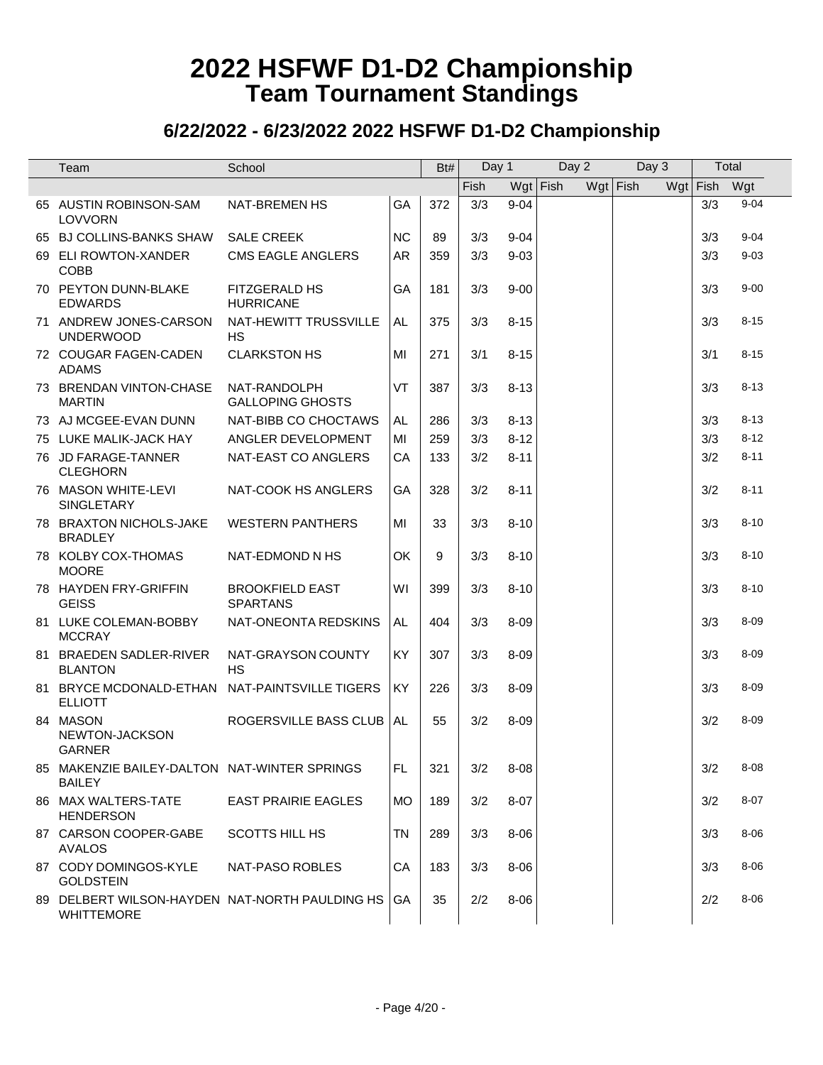# 2022 HSFWF D1-D2 Championship
## Team Tournament Standings

### 6/22/2022 - 6/23/2022 2022 HSFWF D1-D2 Championship

| | Team | School | | Bt# | Day 1 | | Day 2 | | Day 3 | | Total | |
|---|---|---|---|---|---|---|---|---|---|---|---|---|
| | | | | | Fish | Wgt | Fish | Wgt | Fish | Wgt | Fish | Wgt |
| 65 | AUSTIN ROBINSON-SAM LOVVORN | NAT-BREMEN HS | GA | 372 | 3/3 | 9-04 | | | | | 3/3 | 9-04 |
| 65 | BJ COLLINS-BANKS SHAW | SALE CREEK | NC | 89 | 3/3 | 9-04 | | | | | 3/3 | 9-04 |
| 69 | ELI ROWTON-XANDER COBB | CMS EAGLE ANGLERS | AR | 359 | 3/3 | 9-03 | | | | | 3/3 | 9-03 |
| 70 | PEYTON DUNN-BLAKE EDWARDS | FITZGERALD HS HURRICANE | GA | 181 | 3/3 | 9-00 | | | | | 3/3 | 9-00 |
| 71 | ANDREW JONES-CARSON UNDERWOOD | NAT-HEWITT TRUSSVILLE HS | AL | 375 | 3/3 | 8-15 | | | | | 3/3 | 8-15 |
| 72 | COUGAR FAGEN-CADEN ADAMS | CLARKSTON HS | MI | 271 | 3/1 | 8-15 | | | | | 3/1 | 8-15 |
| 73 | BRENDAN VINTON-CHASE MARTIN | NAT-RANDOLPH GALLOPING GHOSTS | VT | 387 | 3/3 | 8-13 | | | | | 3/3 | 8-13 |
| 73 | AJ MCGEE-EVAN DUNN | NAT-BIBB CO CHOCTAWS | AL | 286 | 3/3 | 8-13 | | | | | 3/3 | 8-13 |
| 75 | LUKE MALIK-JACK HAY | ANGLER DEVELOPMENT | MI | 259 | 3/3 | 8-12 | | | | | 3/3 | 8-12 |
| 76 | JD FARAGE-TANNER CLEGHORN | NAT-EAST CO ANGLERS | CA | 133 | 3/2 | 8-11 | | | | | 3/2 | 8-11 |
| 76 | MASON WHITE-LEVI SINGLETARY | NAT-COOK HS ANGLERS | GA | 328 | 3/2 | 8-11 | | | | | 3/2 | 8-11 |
| 78 | BRAXTON NICHOLS-JAKE BRADLEY | WESTERN PANTHERS | MI | 33 | 3/3 | 8-10 | | | | | 3/3 | 8-10 |
| 78 | KOLBY COX-THOMAS MOORE | NAT-EDMOND N HS | OK | 9 | 3/3 | 8-10 | | | | | 3/3 | 8-10 |
| 78 | HAYDEN FRY-GRIFFIN GEISS | BROOKFIELD EAST SPARTANS | WI | 399 | 3/3 | 8-10 | | | | | 3/3 | 8-10 |
| 81 | LUKE COLEMAN-BOBBY MCCRAY | NAT-ONEONTA REDSKINS | AL | 404 | 3/3 | 8-09 | | | | | 3/3 | 8-09 |
| 81 | BRAEDEN SADLER-RIVER BLANTON | NAT-GRAYSON COUNTY HS | KY | 307 | 3/3 | 8-09 | | | | | 3/3 | 8-09 |
| 81 | BRYCE MCDONALD-ETHAN ELLIOTT | NAT-PAINTSVILLE TIGERS | KY | 226 | 3/3 | 8-09 | | | | | 3/3 | 8-09 |
| 84 | MASON NEWTON-JACKSON GARNER | ROGERSVILLE BASS CLUB | AL | 55 | 3/2 | 8-09 | | | | | 3/2 | 8-09 |
| 85 | MAKENZIE BAILEY-DALTON BAILEY | NAT-WINTER SPRINGS | FL | 321 | 3/2 | 8-08 | | | | | 3/2 | 8-08 |
| 86 | MAX WALTERS-TATE HENDERSON | EAST PRAIRIE EAGLES | MO | 189 | 3/2 | 8-07 | | | | | 3/2 | 8-07 |
| 87 | CARSON COOPER-GABE AVALOS | SCOTTS HILL HS | TN | 289 | 3/3 | 8-06 | | | | | 3/3 | 8-06 |
| 87 | CODY DOMINGOS-KYLE GOLDSTEIN | NAT-PASO ROBLES | CA | 183 | 3/3 | 8-06 | | | | | 3/3 | 8-06 |
| 89 | DELBERT WILSON-HAYDEN WHITTEMORE | NAT-NORTH PAULDING HS | GA | 35 | 2/2 | 8-06 | | | | | 2/2 | 8-06 |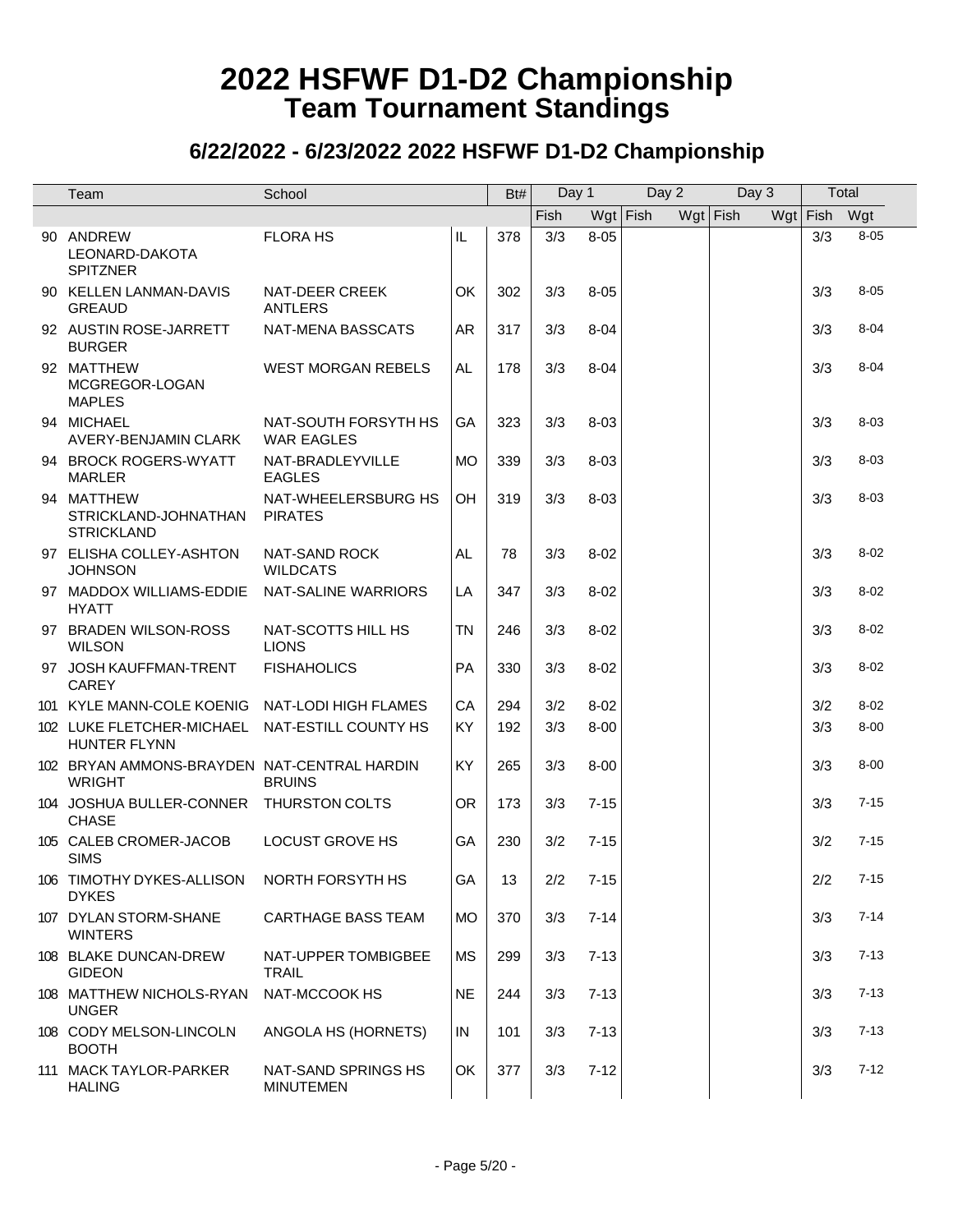# 2022 HSFWF D1-D2 Championship
## Team Tournament Standings

### 6/22/2022 - 6/23/2022 2022 HSFWF D1-D2 Championship

| | Team | School | | Bt# | Day 1 | | Day 2 | | Day 3 | | Total | |
|---|---|---|---|---|---|---|---|---|---|---|---|---|
| | | | | | Fish | Wgt | Fish | Wgt | Fish | Wgt | Fish | Wgt |
| 90 | ANDREW LEONARD-DAKOTA SPITZNER | FLORA HS | IL | 378 | 3/3 | 8-05 | | | | | 3/3 | 8-05 |
| 90 | KELLEN LANMAN-DAVIS GREAUD | NAT-DEER CREEK ANTLERS | OK | 302 | 3/3 | 8-05 | | | | | 3/3 | 8-05 |
| 92 | AUSTIN ROSE-JARRETT BURGER | NAT-MENA BASSCATS | AR | 317 | 3/3 | 8-04 | | | | | 3/3 | 8-04 |
| 92 | MATTHEW MCGREGOR-LOGAN MAPLES | WEST MORGAN REBELS | AL | 178 | 3/3 | 8-04 | | | | | 3/3 | 8-04 |
| 94 | MICHAEL AVERY-BENJAMIN CLARK | NAT-SOUTH FORSYTH HS WAR EAGLES | GA | 323 | 3/3 | 8-03 | | | | | 3/3 | 8-03 |
| 94 | BROCK ROGERS-WYATT MARLER | NAT-BRADLEYVILLE EAGLES | MO | 339 | 3/3 | 8-03 | | | | | 3/3 | 8-03 |
| 94 | MATTHEW STRICKLAND-JOHNATHAN STRICKLAND | NAT-WHEELERSBURG HS PIRATES | OH | 319 | 3/3 | 8-03 | | | | | 3/3 | 8-03 |
| 97 | ELISHA COLLEY-ASHTON JOHNSON | NAT-SAND ROCK WILDCATS | AL | 78 | 3/3 | 8-02 | | | | | 3/3 | 8-02 |
| 97 | MADDOX WILLIAMS-EDDIE HYATT | NAT-SALINE WARRIORS | LA | 347 | 3/3 | 8-02 | | | | | 3/3 | 8-02 |
| 97 | BRADEN WILSON-ROSS WILSON | NAT-SCOTTS HILL HS LIONS | TN | 246 | 3/3 | 8-02 | | | | | 3/3 | 8-02 |
| 97 | JOSH KAUFFMAN-TRENT CAREY | FISHAHOLICS | PA | 330 | 3/3 | 8-02 | | | | | 3/3 | 8-02 |
| 101 | KYLE MANN-COLE KOENIG | NAT-LODI HIGH FLAMES | CA | 294 | 3/2 | 8-02 | | | | | 3/2 | 8-02 |
| 102 | LUKE FLETCHER-MICHAEL HUNTER FLYNN | NAT-ESTILL COUNTY HS | KY | 192 | 3/3 | 8-00 | | | | | 3/3 | 8-00 |
| 102 | BRYAN AMMONS-BRAYDEN WRIGHT | NAT-CENTRAL HARDIN BRUINS | KY | 265 | 3/3 | 8-00 | | | | | 3/3 | 8-00 |
| 104 | JOSHUA BULLER-CONNER CHASE | THURSTON COLTS | OR | 173 | 3/3 | 7-15 | | | | | 3/3 | 7-15 |
| 105 | CALEB CROMER-JACOB SIMS | LOCUST GROVE HS | GA | 230 | 3/2 | 7-15 | | | | | 3/2 | 7-15 |
| 106 | TIMOTHY DYKES-ALLISON DYKES | NORTH FORSYTH HS | GA | 13 | 2/2 | 7-15 | | | | | 2/2 | 7-15 |
| 107 | DYLAN STORM-SHANE WINTERS | CARTHAGE BASS TEAM | MO | 370 | 3/3 | 7-14 | | | | | 3/3 | 7-14 |
| 108 | BLAKE DUNCAN-DREW GIDEON | NAT-UPPER TOMBIGBEE TRAIL | MS | 299 | 3/3 | 7-13 | | | | | 3/3 | 7-13 |
| 108 | MATTHEW NICHOLS-RYAN UNGER | NAT-MCCOOK HS | NE | 244 | 3/3 | 7-13 | | | | | 3/3 | 7-13 |
| 108 | CODY MELSON-LINCOLN BOOTH | ANGOLA HS (HORNETS) | IN | 101 | 3/3 | 7-13 | | | | | 3/3 | 7-13 |
| 111 | MACK TAYLOR-PARKER HALING | NAT-SAND SPRINGS HS MINUTEMEN | OK | 377 | 3/3 | 7-12 | | | | | 3/3 | 7-12 |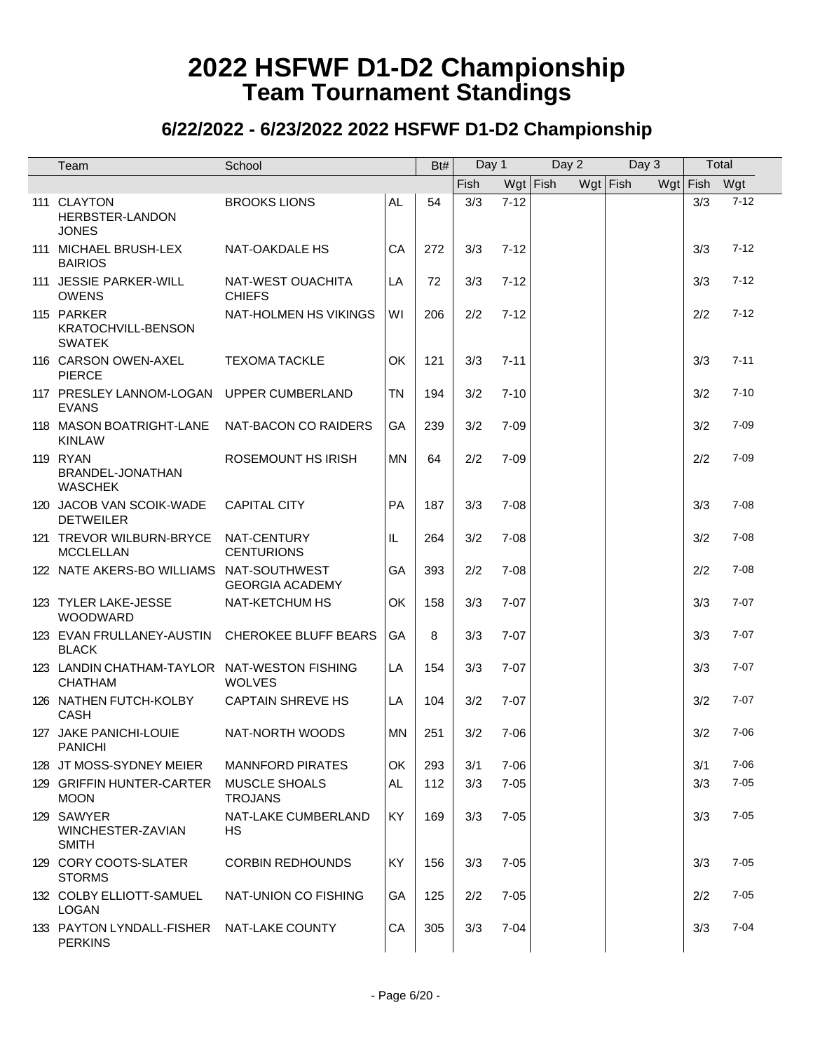# 2022 HSFWF D1-D2 Championship
## Team Tournament Standings

### 6/22/2022 - 6/23/2022 2022 HSFWF D1-D2 Championship

| | Team | School | | Bt# | Day 1 | | Day 2 | | Day 3 | | Total | |
|---|---|---|---|---|---|---|---|---|---|---|---|---|
| | | | | | Fish | Wgt | Fish | Wgt | Fish | Wgt | Fish | Wgt |
| 111 | CLAYTON HERBSTER-LANDON JONES | BROOKS LIONS | AL | 54 | 3/3 | 7-12 | | | | | 3/3 | 7-12 |
| 111 | MICHAEL BRUSH-LEX BAIRIOS | NAT-OAKDALE HS | CA | 272 | 3/3 | 7-12 | | | | | 3/3 | 7-12 |
| 111 | JESSIE PARKER-WILL OWENS | NAT-WEST OUACHITA CHIEFS | LA | 72 | 3/3 | 7-12 | | | | | 3/3 | 7-12 |
| 115 | PARKER KRATOCHVILL-BENSON SWATEK | NAT-HOLMEN HS VIKINGS | WI | 206 | 2/2 | 7-12 | | | | | 2/2 | 7-12 |
| 116 | CARSON OWEN-AXEL PIERCE | TEXOMA TACKLE | OK | 121 | 3/3 | 7-11 | | | | | 3/3 | 7-11 |
| 117 | PRESLEY LANNOM-LOGAN EVANS | UPPER CUMBERLAND | TN | 194 | 3/2 | 7-10 | | | | | 3/2 | 7-10 |
| 118 | MASON BOATRIGHT-LANE KINLAW | NAT-BACON CO RAIDERS | GA | 239 | 3/2 | 7-09 | | | | | 3/2 | 7-09 |
| 119 | RYAN BRANDEL-JONATHAN WASCHEK | ROSEMOUNT HS IRISH | MN | 64 | 2/2 | 7-09 | | | | | 2/2 | 7-09 |
| 120 | JACOB VAN SCOIK-WADE DETWEILER | CAPITAL CITY | PA | 187 | 3/3 | 7-08 | | | | | 3/3 | 7-08 |
| 121 | TREVOR WILBURN-BRYCE MCCLELLAN | NAT-CENTURY CENTURIONS | IL | 264 | 3/2 | 7-08 | | | | | 3/2 | 7-08 |
| 122 | NATE AKERS-BO WILLIAMS | NAT-SOUTHWEST GEORGIA ACADEMY | GA | 393 | 2/2 | 7-08 | | | | | 2/2 | 7-08 |
| 123 | TYLER LAKE-JESSE WOODWARD | NAT-KETCHUM HS | OK | 158 | 3/3 | 7-07 | | | | | 3/3 | 7-07 |
| 123 | EVAN FRULLANEY-AUSTIN BLACK | CHEROKEE BLUFF BEARS | GA | 8 | 3/3 | 7-07 | | | | | 3/3 | 7-07 |
| 123 | LANDIN CHATHAM-TAYLOR CHATHAM | NAT-WESTON FISHING WOLVES | LA | 154 | 3/3 | 7-07 | | | | | 3/3 | 7-07 |
| 126 | NATHEN FUTCH-KOLBY CASH | CAPTAIN SHREVE HS | LA | 104 | 3/2 | 7-07 | | | | | 3/2 | 7-07 |
| 127 | JAKE PANICHI-LOUIE PANICHI | NAT-NORTH WOODS | MN | 251 | 3/2 | 7-06 | | | | | 3/2 | 7-06 |
| 128 | JT MOSS-SYDNEY MEIER | MANNFORD PIRATES | OK | 293 | 3/1 | 7-06 | | | | | 3/1 | 7-06 |
| 129 | GRIFFIN HUNTER-CARTER MOON | MUSCLE SHOALS TROJANS | AL | 112 | 3/3 | 7-05 | | | | | 3/3 | 7-05 |
| 129 | SAWYER WINCHESTER-ZAVIAN SMITH | NAT-LAKE CUMBERLAND HS | KY | 169 | 3/3 | 7-05 | | | | | 3/3 | 7-05 |
| 129 | CORY COOTS-SLATER STORMS | CORBIN REDHOUNDS | KY | 156 | 3/3 | 7-05 | | | | | 3/3 | 7-05 |
| 132 | COLBY ELLIOTT-SAMUEL LOGAN | NAT-UNION CO FISHING | GA | 125 | 2/2 | 7-05 | | | | | 2/2 | 7-05 |
| 133 | PAYTON LYNDALL-FISHER PERKINS | NAT-LAKE COUNTY | CA | 305 | 3/3 | 7-04 | | | | | 3/3 | 7-04 |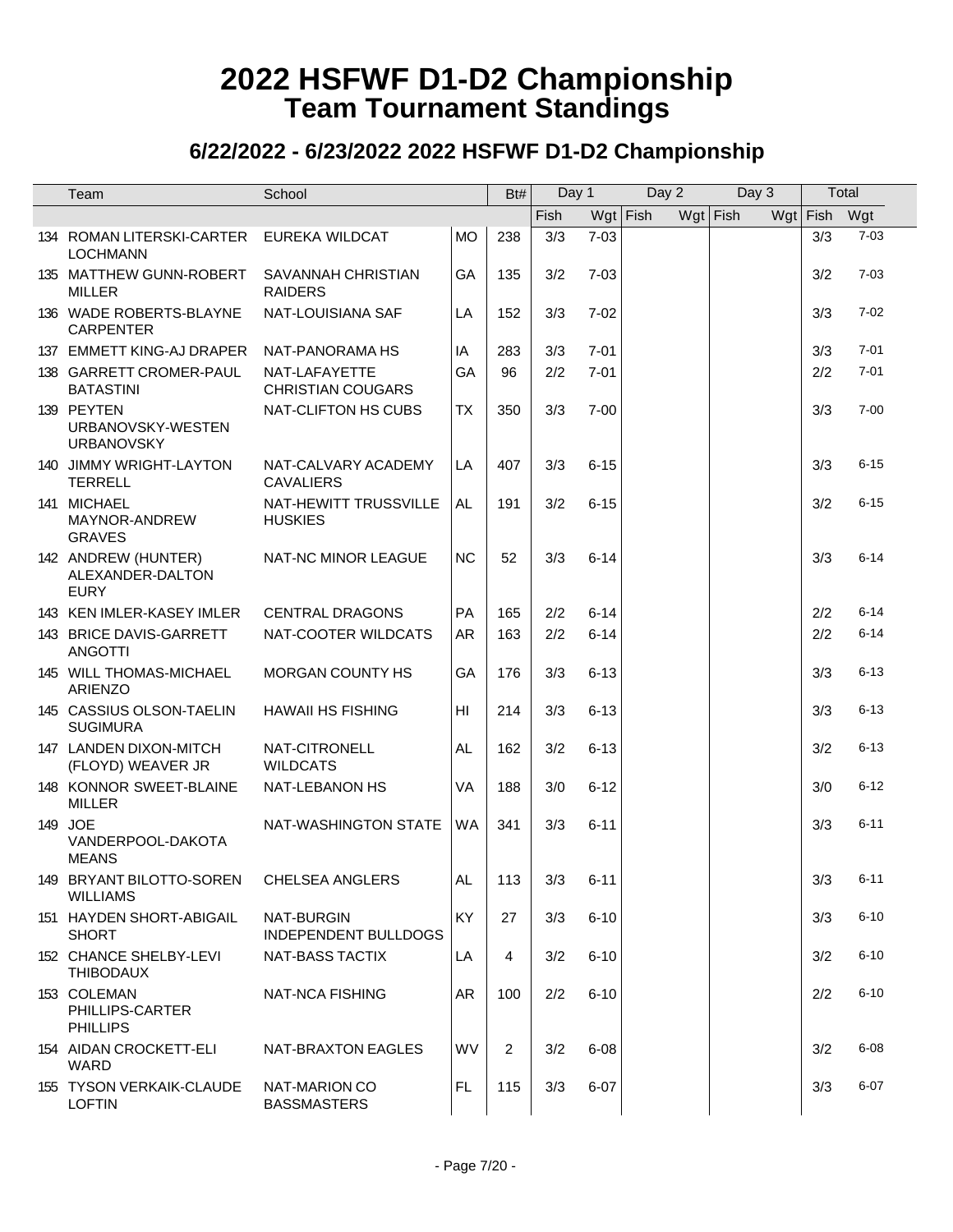# 2022 HSFWF D1-D2 Championship
## Team Tournament Standings

### 6/22/2022 - 6/23/2022 2022 HSFWF D1-D2 Championship

| | Team | School | | Bt# | Day 1 | | Day 2 | | Day 3 | | Total | |
|---|---|---|---|---|---|---|---|---|---|---|---|---|
| | | | | | Fish | Wgt | Fish | Wgt | Fish | Wgt | Fish | Wgt |
| 134 | ROMAN LITERSKI-CARTER LOCHMANN | EUREKA WILDCAT | MO | 238 | 3/3 | 7-03 | | | | | 3/3 | 7-03 |
| 135 | MATTHEW GUNN-ROBERT MILLER | SAVANNAH CHRISTIAN RAIDERS | GA | 135 | 3/2 | 7-03 | | | | | 3/2 | 7-03 |
| 136 | WADE ROBERTS-BLAYNE CARPENTER | NAT-LOUISIANA SAF | LA | 152 | 3/3 | 7-02 | | | | | 3/3 | 7-02 |
| 137 | EMMETT KING-AJ DRAPER | NAT-PANORAMA HS | IA | 283 | 3/3 | 7-01 | | | | | 3/3 | 7-01 |
| 138 | GARRETT CROMER-PAUL BATASTINI | NAT-LAFAYETTE CHRISTIAN COUGARS | GA | 96 | 2/2 | 7-01 | | | | | 2/2 | 7-01 |
| 139 | PEYTEN URBANOVSKY-WESTEN URBANOVSKY | NAT-CLIFTON HS CUBS | TX | 350 | 3/3 | 7-00 | | | | | 3/3 | 7-00 |
| 140 | JIMMY WRIGHT-LAYTON TERRELL | NAT-CALVARY ACADEMY CAVALIERS | LA | 407 | 3/3 | 6-15 | | | | | 3/3 | 6-15 |
| 141 | MICHAEL MAYNOR-ANDREW GRAVES | NAT-HEWITT TRUSSVILLE HUSKIES | AL | 191 | 3/2 | 6-15 | | | | | 3/2 | 6-15 |
| 142 | ANDREW (HUNTER) ALEXANDER-DALTON EURY | NAT-NC MINOR LEAGUE | NC | 52 | 3/3 | 6-14 | | | | | 3/3 | 6-14 |
| 143 | KEN IMLER-KASEY IMLER | CENTRAL DRAGONS | PA | 165 | 2/2 | 6-14 | | | | | 2/2 | 6-14 |
| 143 | BRICE DAVIS-GARRETT ANGOTTI | NAT-COOTER WILDCATS | AR | 163 | 2/2 | 6-14 | | | | | 2/2 | 6-14 |
| 145 | WILL THOMAS-MICHAEL ARIENZO | MORGAN COUNTY HS | GA | 176 | 3/3 | 6-13 | | | | | 3/3 | 6-13 |
| 145 | CASSIUS OLSON-TAELIN SUGIMURA | HAWAII HS FISHING | HI | 214 | 3/3 | 6-13 | | | | | 3/3 | 6-13 |
| 147 | LANDEN DIXON-MITCH (FLOYD) WEAVER JR | NAT-CITRONELL WILDCATS | AL | 162 | 3/2 | 6-13 | | | | | 3/2 | 6-13 |
| 148 | KONNOR SWEET-BLAINE MILLER | NAT-LEBANON HS | VA | 188 | 3/0 | 6-12 | | | | | 3/0 | 6-12 |
| 149 | JOE VANDERPOOL-DAKOTA MEANS | NAT-WASHINGTON STATE | WA | 341 | 3/3 | 6-11 | | | | | 3/3 | 6-11 |
| 149 | BRYANT BILOTTO-SOREN WILLIAMS | CHELSEA ANGLERS | AL | 113 | 3/3 | 6-11 | | | | | 3/3 | 6-11 |
| 151 | HAYDEN SHORT-ABIGAIL SHORT | NAT-BURGIN INDEPENDENT BULLDOGS | KY | 27 | 3/3 | 6-10 | | | | | 3/3 | 6-10 |
| 152 | CHANCE SHELBY-LEVI THIBODAUX | NAT-BASS TACTIX | LA | 4 | 3/2 | 6-10 | | | | | 3/2 | 6-10 |
| 153 | COLEMAN PHILLIPS-CARTER PHILLIPS | NAT-NCA FISHING | AR | 100 | 2/2 | 6-10 | | | | | 2/2 | 6-10 |
| 154 | AIDAN CROCKETT-ELI WARD | NAT-BRAXTON EAGLES | WV | 2 | 3/2 | 6-08 | | | | | 3/2 | 6-08 |
| 155 | TYSON VERKAIK-CLAUDE LOFTIN | NAT-MARION CO BASSMASTERS | FL | 115 | 3/3 | 6-07 | | | | | 3/3 | 6-07 |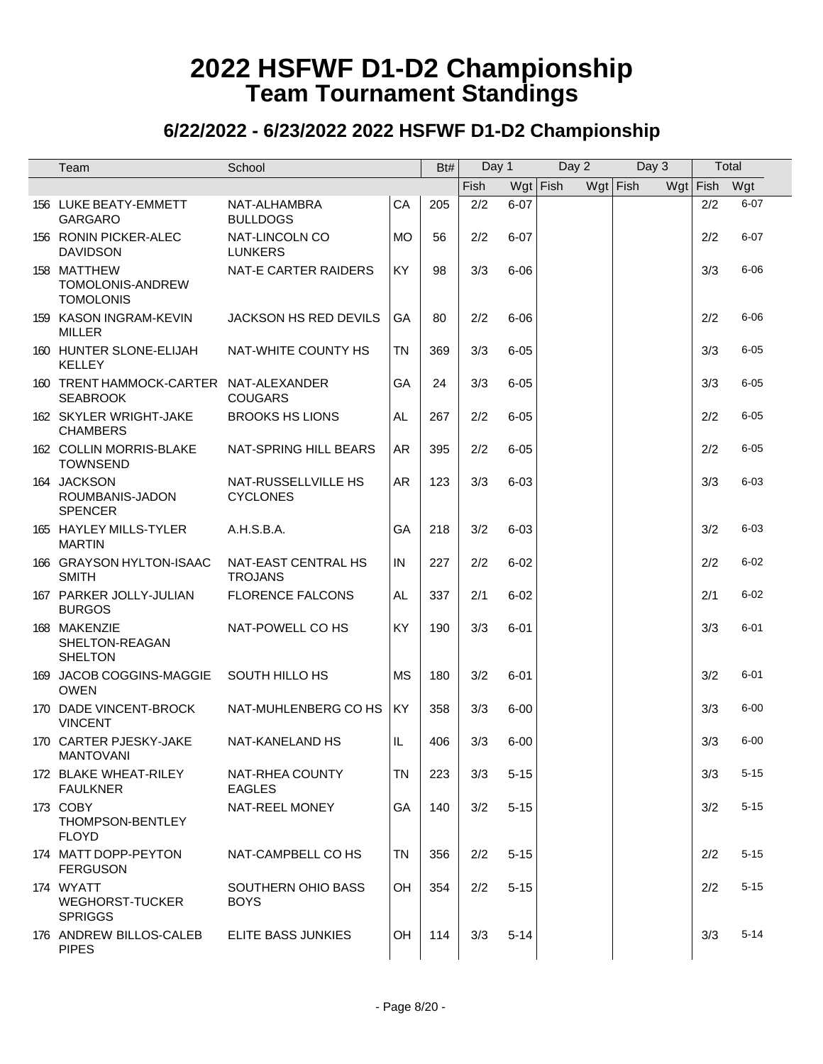# 2022 HSFWF D1-D2 Championship
## Team Tournament Standings

### 6/22/2022 - 6/23/2022 2022 HSFWF D1-D2 Championship

| | Team | School | | Bt# | Day 1 | | Day 2 | | Day 3 | | Total | |
|---|---|---|---|---|---|---|---|---|---|---|---|---|
| | | | | | Fish | Wgt | Fish | Wgt | Fish | Wgt | Fish | Wgt |
| 156 | LUKE BEATY-EMMETT GARGARO | NAT-ALHAMBRA BULLDOGS | CA | 205 | 2/2 | 6-07 | | | | | 2/2 | 6-07 |
| 156 | RONIN PICKER-ALEC DAVIDSON | NAT-LINCOLN CO LUNKERS | MO | 56 | 2/2 | 6-07 | | | | | 2/2 | 6-07 |
| 158 | MATTHEW TOMOLONIS-ANDREW TOMOLONIS | NAT-E CARTER RAIDERS | KY | 98 | 3/3 | 6-06 | | | | | 3/3 | 6-06 |
| 159 | KASON INGRAM-KEVIN MILLER | JACKSON HS RED DEVILS | GA | 80 | 2/2 | 6-06 | | | | | 2/2 | 6-06 |
| 160 | HUNTER SLONE-ELIJAH KELLEY | NAT-WHITE COUNTY HS | TN | 369 | 3/3 | 6-05 | | | | | 3/3 | 6-05 |
| 160 | TRENT HAMMOCK-CARTER SEABROOK | NAT-ALEXANDER COUGARS | GA | 24 | 3/3 | 6-05 | | | | | 3/3 | 6-05 |
| 162 | SKYLER WRIGHT-JAKE CHAMBERS | BROOKS HS LIONS | AL | 267 | 2/2 | 6-05 | | | | | 2/2 | 6-05 |
| 162 | COLLIN MORRIS-BLAKE TOWNSEND | NAT-SPRING HILL BEARS | AR | 395 | 2/2 | 6-05 | | | | | 2/2 | 6-05 |
| 164 | JACKSON ROUMBANIS-JADON SPENCER | NAT-RUSSELLVILLE HS CYCLONES | AR | 123 | 3/3 | 6-03 | | | | | 3/3 | 6-03 |
| 165 | HAYLEY MILLS-TYLER MARTIN | A.H.S.B.A. | GA | 218 | 3/2 | 6-03 | | | | | 3/2 | 6-03 |
| 166 | GRAYSON HYLTON-ISAAC SMITH | NAT-EAST CENTRAL HS TROJANS | IN | 227 | 2/2 | 6-02 | | | | | 2/2 | 6-02 |
| 167 | PARKER JOLLY-JULIAN BURGOS | FLORENCE FALCONS | AL | 337 | 2/1 | 6-02 | | | | | 2/1 | 6-02 |
| 168 | MAKENZIE SHELTON-REAGAN SHELTON | NAT-POWELL CO HS | KY | 190 | 3/3 | 6-01 | | | | | 3/3 | 6-01 |
| 169 | JACOB COGGINS-MAGGIE OWEN | SOUTH HILLO HS | MS | 180 | 3/2 | 6-01 | | | | | 3/2 | 6-01 |
| 170 | DADE VINCENT-BROCK VINCENT | NAT-MUHLENBERG CO HS | KY | 358 | 3/3 | 6-00 | | | | | 3/3 | 6-00 |
| 170 | CARTER PJESKY-JAKE MANTOVANI | NAT-KANELAND HS | IL | 406 | 3/3 | 6-00 | | | | | 3/3 | 6-00 |
| 172 | BLAKE WHEAT-RILEY FAULKNER | NAT-RHEA COUNTY EAGLES | TN | 223 | 3/3 | 5-15 | | | | | 3/3 | 5-15 |
| 173 | COBY THOMPSON-BENTLEY FLOYD | NAT-REEL MONEY | GA | 140 | 3/2 | 5-15 | | | | | 3/2 | 5-15 |
| 174 | MATT DOPP-PEYTON FERGUSON | NAT-CAMPBELL CO HS | TN | 356 | 2/2 | 5-15 | | | | | 2/2 | 5-15 |
| 174 | WYATT WEGHORST-TUCKER SPRIGGS | SOUTHERN OHIO BASS BOYS | OH | 354 | 2/2 | 5-15 | | | | | 2/2 | 5-15 |
| 176 | ANDREW BILLOS-CALEB PIPES | ELITE BASS JUNKIES | OH | 114 | 3/3 | 5-14 | | | | | 3/3 | 5-14 |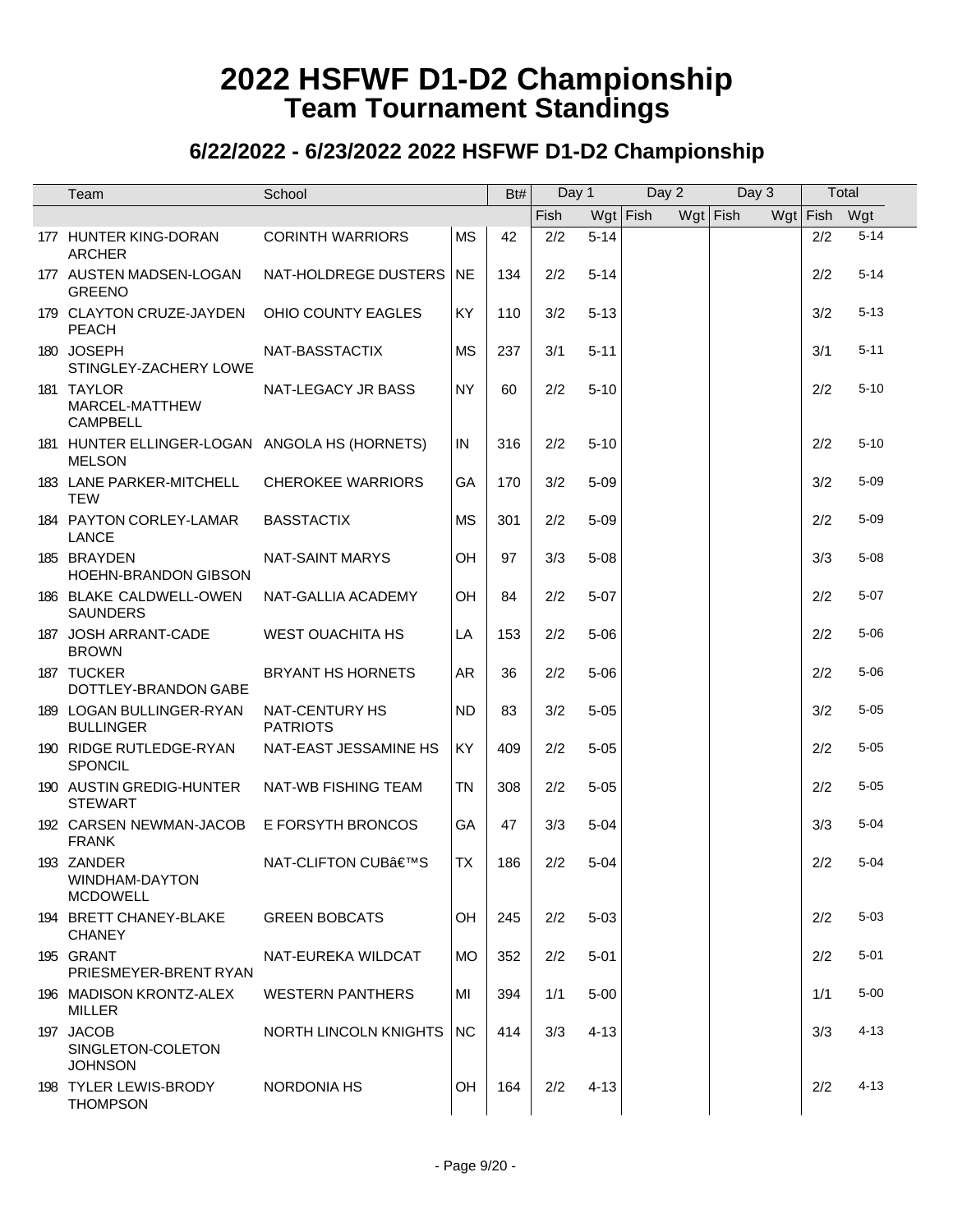# 2022 HSFWF D1-D2 Championship
## Team Tournament Standings

### 6/22/2022 - 6/23/2022 2022 HSFWF D1-D2 Championship

| | Team | School | | Bt# | Day 1 | | Day 2 | | Day 3 | | Total | |
|---|---|---|---|---|---|---|---|---|---|---|---|---|
| | | | | | Fish | Wgt | Fish | Wgt | Fish | Wgt | Fish | Wgt |
| 177 | HUNTER KING-DORAN ARCHER | CORINTH WARRIORS | MS | 42 | 2/2 | 5-14 | | | | | 2/2 | 5-14 |
| 177 | AUSTEN MADSEN-LOGAN GREENO | NAT-HOLDREGE DUSTERS | NE | 134 | 2/2 | 5-14 | | | | | 2/2 | 5-14 |
| 179 | CLAYTON CRUZE-JAYDEN PEACH | OHIO COUNTY EAGLES | KY | 110 | 3/2 | 5-13 | | | | | 3/2 | 5-13 |
| 180 | JOSEPH STINGLEY-ZACHERY LOWE | NAT-BASSTACTIX | MS | 237 | 3/1 | 5-11 | | | | | 3/1 | 5-11 |
| 181 | TAYLOR MARCEL-MATTHEW CAMPBELL | NAT-LEGACY JR BASS | NY | 60 | 2/2 | 5-10 | | | | | 2/2 | 5-10 |
| 181 | HUNTER ELLINGER-LOGAN MELSON | ANGOLA HS (HORNETS) | IN | 316 | 2/2 | 5-10 | | | | | 2/2 | 5-10 |
| 183 | LANE PARKER-MITCHELL TEW | CHEROKEE WARRIORS | GA | 170 | 3/2 | 5-09 | | | | | 3/2 | 5-09 |
| 184 | PAYTON CORLEY-LAMAR LANCE | BASSTACTIX | MS | 301 | 2/2 | 5-09 | | | | | 2/2 | 5-09 |
| 185 | BRAYDEN HOEHN-BRANDON GIBSON | NAT-SAINT MARYS | OH | 97 | 3/3 | 5-08 | | | | | 3/3 | 5-08 |
| 186 | BLAKE CALDWELL-OWEN SAUNDERS | NAT-GALLIA ACADEMY | OH | 84 | 2/2 | 5-07 | | | | | 2/2 | 5-07 |
| 187 | JOSH ARRANT-CADE BROWN | WEST OUACHITA HS | LA | 153 | 2/2 | 5-06 | | | | | 2/2 | 5-06 |
| 187 | TUCKER DOTTLEY-BRANDON GABE | BRYANT HS HORNETS | AR | 36 | 2/2 | 5-06 | | | | | 2/2 | 5-06 |
| 189 | LOGAN BULLINGER-RYAN BULLINGER | NAT-CENTURY HS PATRIOTS | ND | 83 | 3/2 | 5-05 | | | | | 3/2 | 5-05 |
| 190 | RIDGE RUTLEDGE-RYAN SPONCIL | NAT-EAST JESSAMINE HS | KY | 409 | 2/2 | 5-05 | | | | | 2/2 | 5-05 |
| 190 | AUSTIN GREDIG-HUNTER STEWART | NAT-WB FISHING TEAM | TN | 308 | 2/2 | 5-05 | | | | | 2/2 | 5-05 |
| 192 | CARSEN NEWMAN-JACOB FRANK | E FORSYTH BRONCOS | GA | 47 | 3/3 | 5-04 | | | | | 3/3 | 5-04 |
| 193 | ZANDER WINDHAM-DAYTON MCDOWELL | NAT-CLIFTON CUBâ€™S | TX | 186 | 2/2 | 5-04 | | | | | 2/2 | 5-04 |
| 194 | BRETT CHANEY-BLAKE CHANEY | GREEN BOBCATS | OH | 245 | 2/2 | 5-03 | | | | | 2/2 | 5-03 |
| 195 | GRANT PRIESMEYER-BRENT RYAN | NAT-EUREKA WILDCAT | MO | 352 | 2/2 | 5-01 | | | | | 2/2 | 5-01 |
| 196 | MADISON KRONTZ-ALEX MILLER | WESTERN PANTHERS | MI | 394 | 1/1 | 5-00 | | | | | 1/1 | 5-00 |
| 197 | JACOB SINGLETON-COLETON JOHNSON | NORTH LINCOLN KNIGHTS | NC | 414 | 3/3 | 4-13 | | | | | 3/3 | 4-13 |
| 198 | TYLER LEWIS-BRODY THOMPSON | NORDONIA HS | OH | 164 | 2/2 | 4-13 | | | | | 2/2 | 4-13 |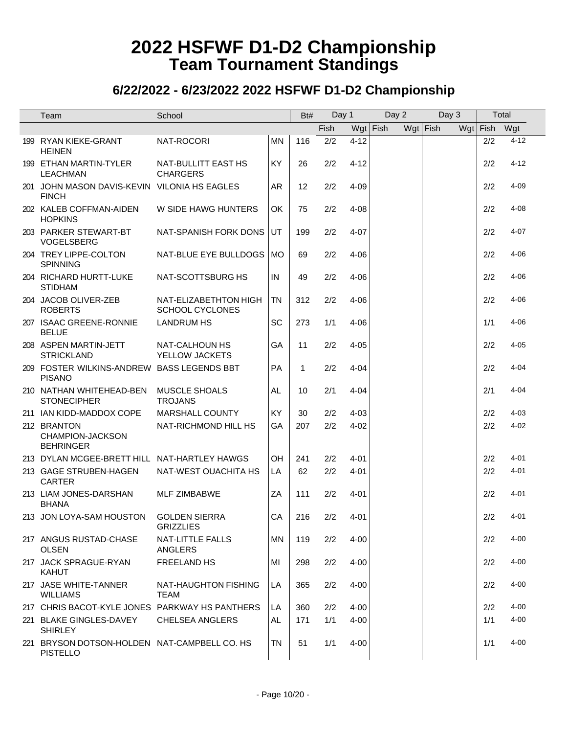# 2022 HSFWF D1-D2 Championship
## Team Tournament Standings

### 6/22/2022 - 6/23/2022 2022 HSFWF D1-D2 Championship

| | Team | School | | Bt# | Day 1 | | Day 2 | | Day 3 | | Total | |
|---|---|---|---|---|---|---|---|---|---|---|---|---|
| | | | | | Fish | Wgt | Fish | Wgt | Fish | Wgt | Fish | Wgt |
| 199 | RYAN KIEKE-GRANT HEINEN | NAT-ROCORI | MN | 116 | 2/2 | 4-12 | | | | | 2/2 | 4-12 |
| 199 | ETHAN MARTIN-TYLER LEACHMAN | NAT-BULLITT EAST HS CHARGERS | KY | 26 | 2/2 | 4-12 | | | | | 2/2 | 4-12 |
| 201 | JOHN MASON DAVIS-KEVIN FINCH | VILONIA HS EAGLES | AR | 12 | 2/2 | 4-09 | | | | | 2/2 | 4-09 |
| 202 | KALEB COFFMAN-AIDEN HOPKINS | W SIDE HAWG HUNTERS | OK | 75 | 2/2 | 4-08 | | | | | 2/2 | 4-08 |
| 203 | PARKER STEWART-BT VOGELSBERG | NAT-SPANISH FORK DONS | UT | 199 | 2/2 | 4-07 | | | | | 2/2 | 4-07 |
| 204 | TREY LIPPE-COLTON SPINNING | NAT-BLUE EYE BULLDOGS | MO | 69 | 2/2 | 4-06 | | | | | 2/2 | 4-06 |
| 204 | RICHARD HURTT-LUKE STIDHAM | NAT-SCOTTSBURG HS | IN | 49 | 2/2 | 4-06 | | | | | 2/2 | 4-06 |
| 204 | JACOB OLIVER-ZEB ROBERTS | NAT-ELIZABETHTON HIGH SCHOOL CYCLONES | TN | 312 | 2/2 | 4-06 | | | | | 2/2 | 4-06 |
| 207 | ISAAC GREENE-RONNIE BELUE | LANDRUM HS | SC | 273 | 1/1 | 4-06 | | | | | 1/1 | 4-06 |
| 208 | ASPEN MARTIN-JETT STRICKLAND | NAT-CALHOUN HS YELLOW JACKETS | GA | 11 | 2/2 | 4-05 | | | | | 2/2 | 4-05 |
| 209 | FOSTER WILKINS-ANDREW PISANO | BASS LEGENDS BBT | PA | 1 | 2/2 | 4-04 | | | | | 2/2 | 4-04 |
| 210 | NATHAN WHITEHEAD-BEN STONECIPHER | MUSCLE SHOALS TROJANS | AL | 10 | 2/1 | 4-04 | | | | | 2/1 | 4-04 |
| 211 | IAN KIDD-MADDOX COPE | MARSHALL COUNTY | KY | 30 | 2/2 | 4-03 | | | | | 2/2 | 4-03 |
| 212 | BRANTON CHAMPION-JACKSON BEHRINGER | NAT-RICHMOND HILL HS | GA | 207 | 2/2 | 4-02 | | | | | 2/2 | 4-02 |
| 213 | DYLAN MCGEE-BRETT HILL | NAT-HARTLEY HAWGS | OH | 241 | 2/2 | 4-01 | | | | | 2/2 | 4-01 |
| 213 | GAGE STRUBEN-HAGEN CARTER | NAT-WEST OUACHITA HS | LA | 62 | 2/2 | 4-01 | | | | | 2/2 | 4-01 |
| 213 | LIAM JONES-DARSHAN BHANA | MLF ZIMBABWE | ZA | 111 | 2/2 | 4-01 | | | | | 2/2 | 4-01 |
| 213 | JON LOYA-SAM HOUSTON | GOLDEN SIERRA GRIZZLIES | CA | 216 | 2/2 | 4-01 | | | | | 2/2 | 4-01 |
| 217 | ANGUS RUSTAD-CHASE OLSEN | NAT-LITTLE FALLS ANGLERS | MN | 119 | 2/2 | 4-00 | | | | | 2/2 | 4-00 |
| 217 | JACK SPRAGUE-RYAN KAHUT | FREELAND HS | MI | 298 | 2/2 | 4-00 | | | | | 2/2 | 4-00 |
| 217 | JASE WHITE-TANNER WILLIAMS | NAT-HAUGHTON FISHING TEAM | LA | 365 | 2/2 | 4-00 | | | | | 2/2 | 4-00 |
| 217 | CHRIS BACOT-KYLE JONES | PARKWAY HS PANTHERS | LA | 360 | 2/2 | 4-00 | | | | | 2/2 | 4-00 |
| 221 | BLAKE GINGLES-DAVEY SHIRLEY | CHELSEA ANGLERS | AL | 171 | 1/1 | 4-00 | | | | | 1/1 | 4-00 |
| 221 | BRYSON DOTSON-HOLDEN PISTELLO | NAT-CAMPBELL CO. HS | TN | 51 | 1/1 | 4-00 | | | | | 1/1 | 4-00 |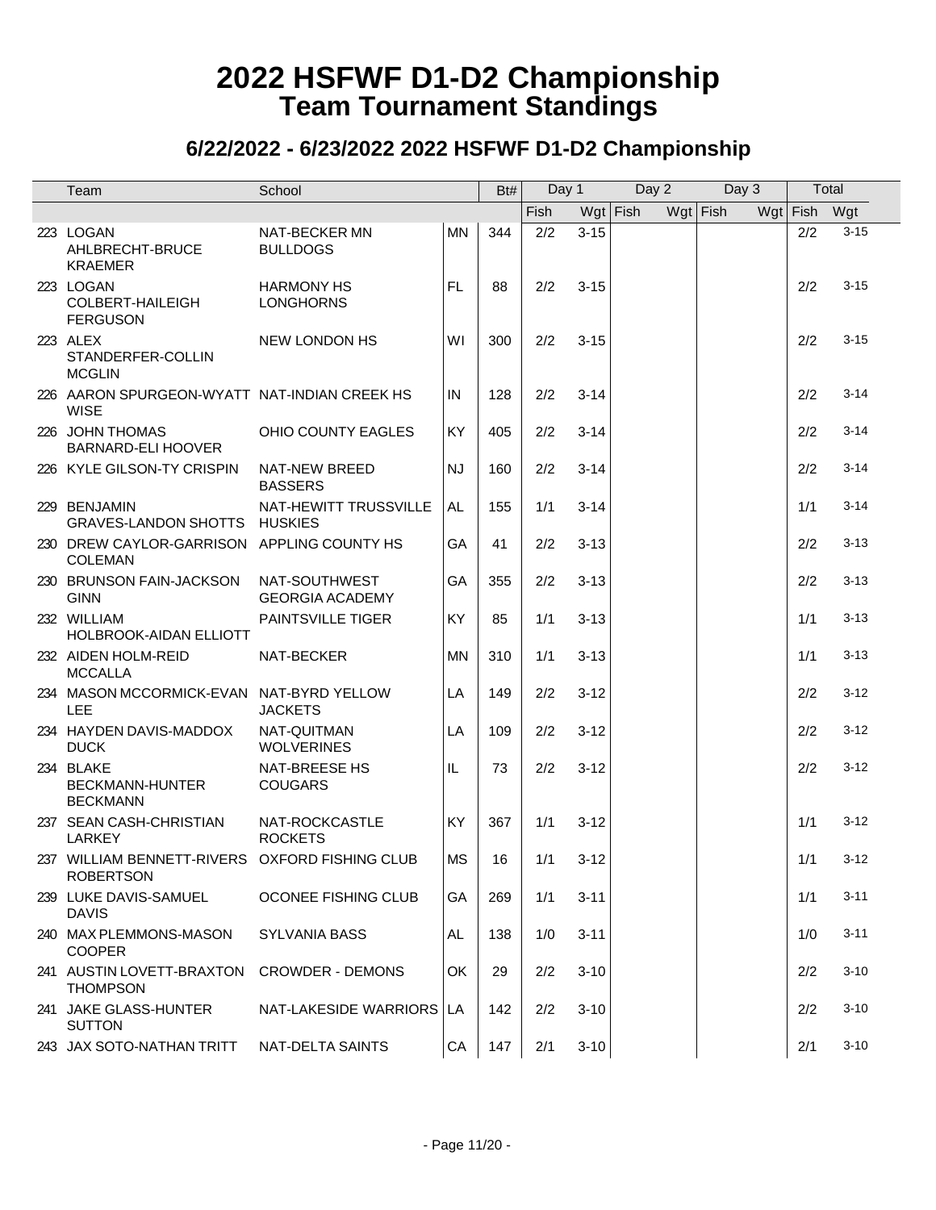# 2022 HSFWF D1-D2 Championship
## Team Tournament Standings

### 6/22/2022 - 6/23/2022 2022 HSFWF D1-D2 Championship

| | Team | School | | Bt# | Day 1 | | Day 2 | | Day 3 | | Total | |
|---|---|---|---|---|---|---|---|---|---|---|---|---|
| | | | | | Fish | Wgt | Fish | Wgt | Fish | Wgt | Fish | Wgt |
| 223 | LOGAN AHLBRECHT-BRUCE KRAEMER | NAT-BECKER MN BULLDOGS | MN | 344 | 2/2 | 3-15 | | | | | 2/2 | 3-15 |
| 223 | LOGAN COLBERT-HAILEIGH FERGUSON | HARMONY HS LONGHORNS | FL | 88 | 2/2 | 3-15 | | | | | 2/2 | 3-15 |
| 223 | ALEX STANDERFER-COLLIN MCGLIN | NEW LONDON HS | WI | 300 | 2/2 | 3-15 | | | | | 2/2 | 3-15 |
| 226 | AARON SPURGEON-WYATT WISE | NAT-INDIAN CREEK HS | IN | 128 | 2/2 | 3-14 | | | | | 2/2 | 3-14 |
| 226 | JOHN THOMAS BARNARD-ELI HOOVER | OHIO COUNTY EAGLES | KY | 405 | 2/2 | 3-14 | | | | | 2/2 | 3-14 |
| 226 | KYLE GILSON-TY CRISPIN | NAT-NEW BREED BASSERS | NJ | 160 | 2/2 | 3-14 | | | | | 2/2 | 3-14 |
| 229 | BENJAMIN GRAVES-LANDON SHOTTS | NAT-HEWITT TRUSSVILLE HUSKIES | AL | 155 | 1/1 | 3-14 | | | | | 1/1 | 3-14 |
| 230 | DREW CAYLOR-GARRISON COLEMAN | APPLING COUNTY HS | GA | 41 | 2/2 | 3-13 | | | | | 2/2 | 3-13 |
| 230 | BRUNSON FAIN-JACKSON GINN | NAT-SOUTHWEST GEORGIA ACADEMY | GA | 355 | 2/2 | 3-13 | | | | | 2/2 | 3-13 |
| 232 | WILLIAM HOLBROOK-AIDAN ELLIOTT | PAINTSVILLE TIGER | KY | 85 | 1/1 | 3-13 | | | | | 1/1 | 3-13 |
| 232 | AIDEN HOLM-REID MCCALLA | NAT-BECKER | MN | 310 | 1/1 | 3-13 | | | | | 1/1 | 3-13 |
| 234 | MASON MCCORMICK-EVAN LEE | NAT-BYRD YELLOW JACKETS | LA | 149 | 2/2 | 3-12 | | | | | 2/2 | 3-12 |
| 234 | HAYDEN DAVIS-MADDOX DUCK | NAT-QUITMAN WOLVERINES | LA | 109 | 2/2 | 3-12 | | | | | 2/2 | 3-12 |
| 234 | BLAKE BECKMANN-HUNTER BECKMANN | NAT-BREESE HS COUGARS | IL | 73 | 2/2 | 3-12 | | | | | 2/2 | 3-12 |
| 237 | SEAN CASH-CHRISTIAN LARKEY | NAT-ROCKCASTLE ROCKETS | KY | 367 | 1/1 | 3-12 | | | | | 1/1 | 3-12 |
| 237 | WILLIAM BENNETT-RIVERS ROBERTSON | OXFORD FISHING CLUB | MS | 16 | 1/1 | 3-12 | | | | | 1/1 | 3-12 |
| 239 | LUKE DAVIS-SAMUEL DAVIS | OCONEE FISHING CLUB | GA | 269 | 1/1 | 3-11 | | | | | 1/1 | 3-11 |
| 240 | MAX PLEMMONS-MASON COOPER | SYLVANIA BASS | AL | 138 | 1/0 | 3-11 | | | | | 1/0 | 3-11 |
| 241 | AUSTIN LOVETT-BRAXTON THOMPSON | CROWDER - DEMONS | OK | 29 | 2/2 | 3-10 | | | | | 2/2 | 3-10 |
| 241 | JAKE GLASS-HUNTER SUTTON | NAT-LAKESIDE WARRIORS | LA | 142 | 2/2 | 3-10 | | | | | 2/2 | 3-10 |
| 243 | JAX SOTO-NATHAN TRITT | NAT-DELTA SAINTS | CA | 147 | 2/1 | 3-10 | | | | | 2/1 | 3-10 |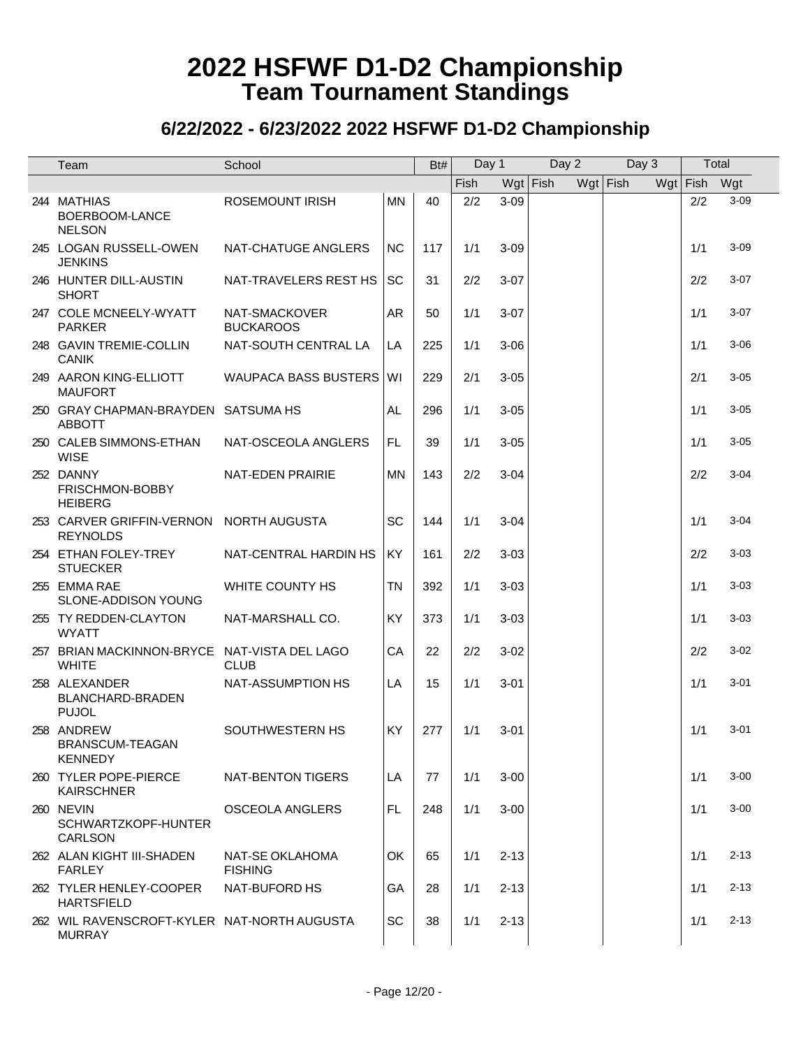# 2022 HSFWF D1-D2 Championship
## Team Tournament Standings

### 6/22/2022 - 6/23/2022 2022 HSFWF D1-D2 Championship

| | Team | School | | Bt# | Day 1 | | Day 2 | | Day 3 | | Total | |
|---|---|---|---|---|---|---|---|---|---|---|---|---|
| | | | | | Fish | Wgt | Fish | Wgt | Fish | Wgt | Fish | Wgt |
| 244 | MATHIAS BOERBOOM-LANCE NELSON | ROSEMOUNT IRISH | MN | 40 | 2/2 | 3-09 | | | | | 2/2 | 3-09 |
| 245 | LOGAN RUSSELL-OWEN JENKINS | NAT-CHATUGE ANGLERS | NC | 117 | 1/1 | 3-09 | | | | | 1/1 | 3-09 |
| 246 | HUNTER DILL-AUSTIN SHORT | NAT-TRAVELERS REST HS | SC | 31 | 2/2 | 3-07 | | | | | 2/2 | 3-07 |
| 247 | COLE MCNEELY-WYATT PARKER | NAT-SMACKOVER BUCKAROOS | AR | 50 | 1/1 | 3-07 | | | | | 1/1 | 3-07 |
| 248 | GAVIN TREMIE-COLLIN CANIK | NAT-SOUTH CENTRAL LA | LA | 225 | 1/1 | 3-06 | | | | | 1/1 | 3-06 |
| 249 | AARON KING-ELLIOTT MAUFORT | WAUPACA BASS BUSTERS | WI | 229 | 2/1 | 3-05 | | | | | 2/1 | 3-05 |
| 250 | GRAY CHAPMAN-BRAYDEN ABBOTT | SATSUMA HS | AL | 296 | 1/1 | 3-05 | | | | | 1/1 | 3-05 |
| 250 | CALEB SIMMONS-ETHAN WISE | NAT-OSCEOLA ANGLERS | FL | 39 | 1/1 | 3-05 | | | | | 1/1 | 3-05 |
| 252 | DANNY FRISCHMON-BOBBY HEIBERG | NAT-EDEN PRAIRIE | MN | 143 | 2/2 | 3-04 | | | | | 2/2 | 3-04 |
| 253 | CARVER GRIFFIN-VERNON REYNOLDS | NORTH AUGUSTA | SC | 144 | 1/1 | 3-04 | | | | | 1/1 | 3-04 |
| 254 | ETHAN FOLEY-TREY STUECKER | NAT-CENTRAL HARDIN HS | KY | 161 | 2/2 | 3-03 | | | | | 2/2 | 3-03 |
| 255 | EMMA RAE SLONE-ADDISON YOUNG | WHITE COUNTY HS | TN | 392 | 1/1 | 3-03 | | | | | 1/1 | 3-03 |
| 255 | TY REDDEN-CLAYTON WYATT | NAT-MARSHALL CO. | KY | 373 | 1/1 | 3-03 | | | | | 1/1 | 3-03 |
| 257 | BRIAN MACKINNON-BRYCE WHITE | NAT-VISTA DEL LAGO CLUB | CA | 22 | 2/2 | 3-02 | | | | | 2/2 | 3-02 |
| 258 | ALEXANDER BLANCHARD-BRADEN PUJOL | NAT-ASSUMPTION HS | LA | 15 | 1/1 | 3-01 | | | | | 1/1 | 3-01 |
| 258 | ANDREW BRANSCUM-TEAGAN KENNEDY | SOUTHWESTERN HS | KY | 277 | 1/1 | 3-01 | | | | | 1/1 | 3-01 |
| 260 | TYLER POPE-PIERCE KAIRSCHNER | NAT-BENTON TIGERS | LA | 77 | 1/1 | 3-00 | | | | | 1/1 | 3-00 |
| 260 | NEVIN SCHWARTZKOPF-HUNTER CARLSON | OSCEOLA ANGLERS | FL | 248 | 1/1 | 3-00 | | | | | 1/1 | 3-00 |
| 262 | ALAN KIGHT III-SHADEN FARLEY | NAT-SE OKLAHOMA FISHING | OK | 65 | 1/1 | 2-13 | | | | | 1/1 | 2-13 |
| 262 | TYLER HENLEY-COOPER HARTSFIELD | NAT-BUFORD HS | GA | 28 | 1/1 | 2-13 | | | | | 1/1 | 2-13 |
| 262 | WIL RAVENSCROFT-KYLER MURRAY | NAT-NORTH AUGUSTA | SC | 38 | 1/1 | 2-13 | | | | | 1/1 | 2-13 |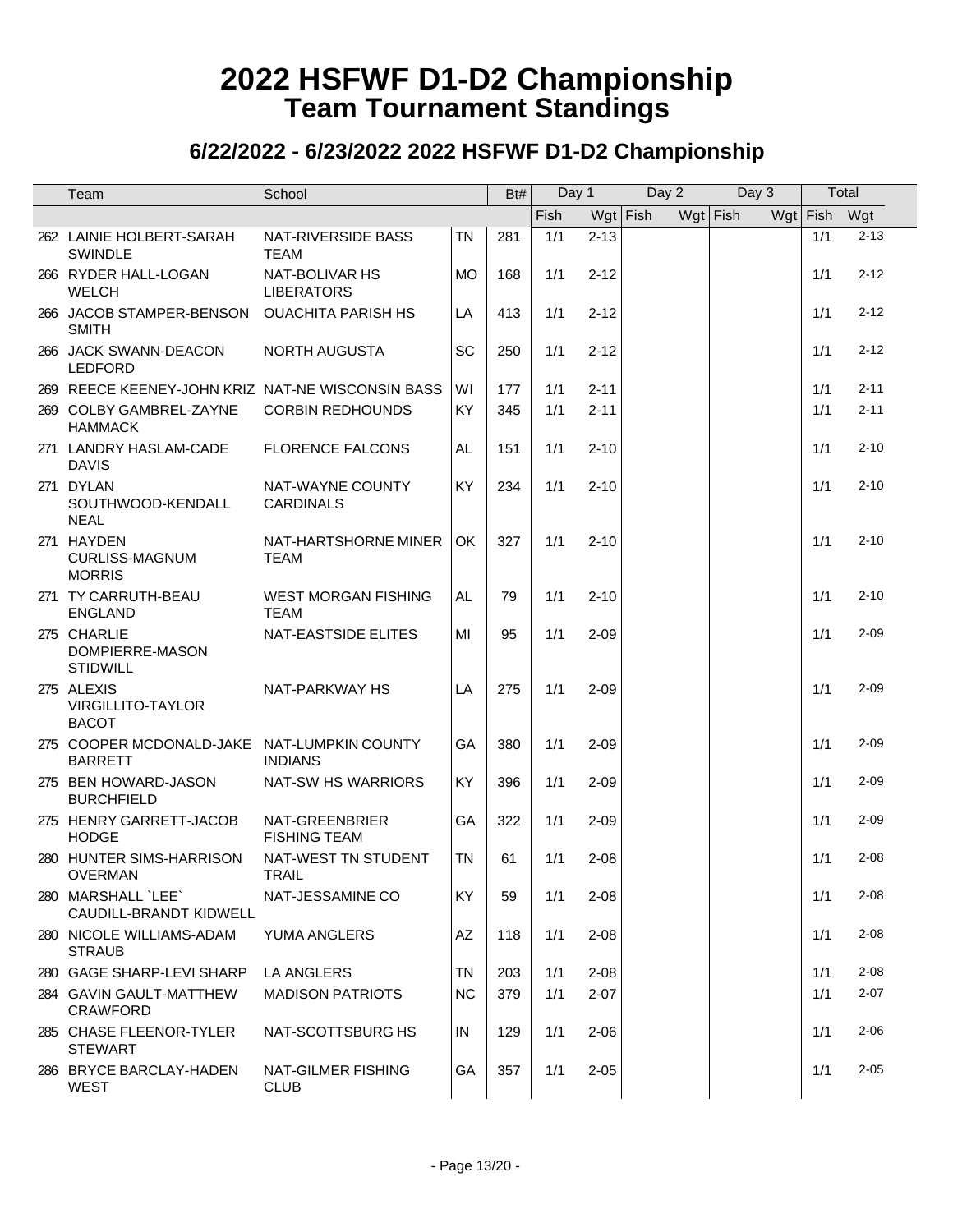# 2022 HSFWF D1-D2 Championship
## Team Tournament Standings

### 6/22/2022 - 6/23/2022 2022 HSFWF D1-D2 Championship

| | Team | School | | Bt# | Day 1 | | Day 2 | | Day 3 | | Total | |
|---|---|---|---|---|---|---|---|---|---|---|---|---|
| | | | | | Fish | Wgt | Fish | Wgt | Fish | Wgt | Fish | Wgt |
| 262 | LAINIE HOLBERT-SARAH SWINDLE | NAT-RIVERSIDE BASS TEAM | TN | 281 | 1/1 | 2-13 | | | | | 1/1 | 2-13 |
| 266 | RYDER HALL-LOGAN WELCH | NAT-BOLIVAR HS LIBERATORS | MO | 168 | 1/1 | 2-12 | | | | | 1/1 | 2-12 |
| 266 | JACOB STAMPER-BENSON SMITH | OUACHITA PARISH HS | LA | 413 | 1/1 | 2-12 | | | | | 1/1 | 2-12 |
| 266 | JACK SWANN-DEACON LEDFORD | NORTH AUGUSTA | SC | 250 | 1/1 | 2-12 | | | | | 1/1 | 2-12 |
| 269 | REECE KEENEY-JOHN KRIZ | NAT-NE WISCONSIN BASS | WI | 177 | 1/1 | 2-11 | | | | | 1/1 | 2-11 |
| 269 | COLBY GAMBREL-ZAYNE HAMMACK | CORBIN REDHOUNDS | KY | 345 | 1/1 | 2-11 | | | | | 1/1 | 2-11 |
| 271 | LANDRY HASLAM-CADE DAVIS | FLORENCE FALCONS | AL | 151 | 1/1 | 2-10 | | | | | 1/1 | 2-10 |
| 271 | DYLAN SOUTHWOOD-KENDALL NEAL | NAT-WAYNE COUNTY CARDINALS | KY | 234 | 1/1 | 2-10 | | | | | 1/1 | 2-10 |
| 271 | HAYDEN CURLISS-MAGNUM MORRIS | NAT-HARTSHORNE MINER TEAM | OK | 327 | 1/1 | 2-10 | | | | | 1/1 | 2-10 |
| 271 | TY CARRUTH-BEAU ENGLAND | WEST MORGAN FISHING TEAM | AL | 79 | 1/1 | 2-10 | | | | | 1/1 | 2-10 |
| 275 | CHARLIE DOMPIERRE-MASON STIDWILL | NAT-EASTSIDE ELITES | MI | 95 | 1/1 | 2-09 | | | | | 1/1 | 2-09 |
| 275 | ALEXIS VIRGILLITO-TAYLOR BACOT | NAT-PARKWAY HS | LA | 275 | 1/1 | 2-09 | | | | | 1/1 | 2-09 |
| 275 | COOPER MCDONALD-JAKE BARRETT | NAT-LUMPKIN COUNTY INDIANS | GA | 380 | 1/1 | 2-09 | | | | | 1/1 | 2-09 |
| 275 | BEN HOWARD-JASON BURCHFIELD | NAT-SW HS WARRIORS | KY | 396 | 1/1 | 2-09 | | | | | 1/1 | 2-09 |
| 275 | HENRY GARRETT-JACOB HODGE | NAT-GREENBRIER FISHING TEAM | GA | 322 | 1/1 | 2-09 | | | | | 1/1 | 2-09 |
| 280 | HUNTER SIMS-HARRISON OVERMAN | NAT-WEST TN STUDENT TRAIL | TN | 61 | 1/1 | 2-08 | | | | | 1/1 | 2-08 |
| 280 | MARSHALL `LEE` CAUDILL-BRANDT KIDWELL | NAT-JESSAMINE CO | KY | 59 | 1/1 | 2-08 | | | | | 1/1 | 2-08 |
| 280 | NICOLE WILLIAMS-ADAM STRAUB | YUMA ANGLERS | AZ | 118 | 1/1 | 2-08 | | | | | 1/1 | 2-08 |
| 280 | GAGE SHARP-LEVI SHARP | LA ANGLERS | TN | 203 | 1/1 | 2-08 | | | | | 1/1 | 2-08 |
| 284 | GAVIN GAULT-MATTHEW CRAWFORD | MADISON PATRIOTS | NC | 379 | 1/1 | 2-07 | | | | | 1/1 | 2-07 |
| 285 | CHASE FLEENOR-TYLER STEWART | NAT-SCOTTSBURG HS | IN | 129 | 1/1 | 2-06 | | | | | 1/1 | 2-06 |
| 286 | BRYCE BARCLAY-HADEN WEST | NAT-GILMER FISHING CLUB | GA | 357 | 1/1 | 2-05 | | | | | 1/1 | 2-05 |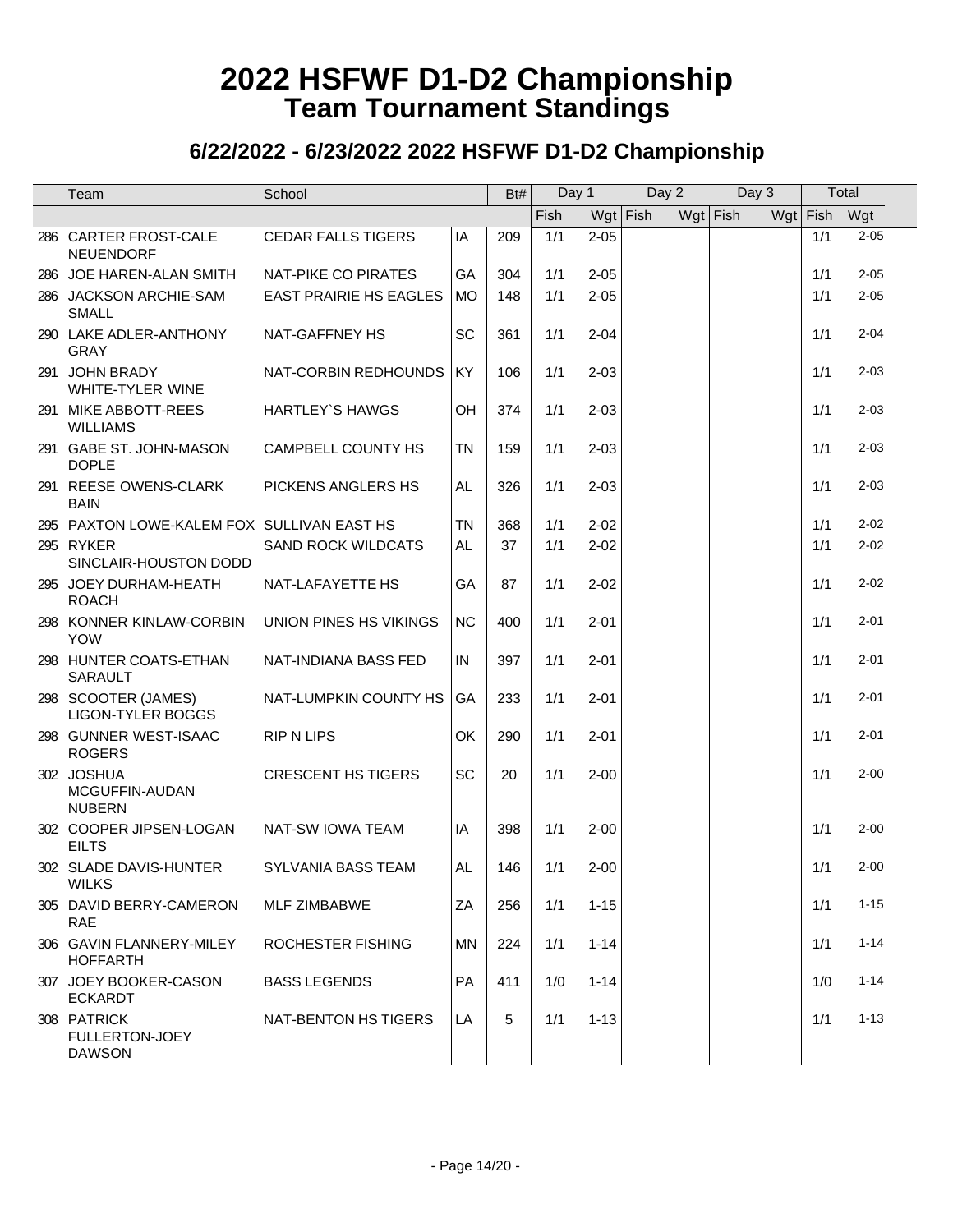# 2022 HSFWF D1-D2 Championship
## Team Tournament Standings

### 6/22/2022 - 6/23/2022 2022 HSFWF D1-D2 Championship

| | Team | School | | Bt# | Day 1 | | Day 2 | | Day 3 | | Total | |
|---|---|---|---|---|---|---|---|---|---|---|---|---|
| | | | | | Fish | Wgt | Fish | Wgt | Fish | Wgt | Fish | Wgt |
| 286 | CARTER FROST-CALE NEUENDORF | CEDAR FALLS TIGERS | IA | 209 | 1/1 | 2-05 | | | | | 1/1 | 2-05 |
| 286 | JOE HAREN-ALAN SMITH | NAT-PIKE CO PIRATES | GA | 304 | 1/1 | 2-05 | | | | | 1/1 | 2-05 |
| 286 | JACKSON ARCHIE-SAM SMALL | EAST PRAIRIE HS EAGLES | MO | 148 | 1/1 | 2-05 | | | | | 1/1 | 2-05 |
| 290 | LAKE ADLER-ANTHONY GRAY | NAT-GAFFNEY HS | SC | 361 | 1/1 | 2-04 | | | | | 1/1 | 2-04 |
| 291 | JOHN BRADY WHITE-TYLER WINE | NAT-CORBIN REDHOUNDS | KY | 106 | 1/1 | 2-03 | | | | | 1/1 | 2-03 |
| 291 | MIKE ABBOTT-REES WILLIAMS | HARTLEY`S HAWGS | OH | 374 | 1/1 | 2-03 | | | | | 1/1 | 2-03 |
| 291 | GABE ST. JOHN-MASON DOPLE | CAMPBELL COUNTY HS | TN | 159 | 1/1 | 2-03 | | | | | 1/1 | 2-03 |
| 291 | REESE OWENS-CLARK BAIN | PICKENS ANGLERS HS | AL | 326 | 1/1 | 2-03 | | | | | 1/1 | 2-03 |
| 295 | PAXTON LOWE-KALEM FOX | SULLIVAN EAST HS | TN | 368 | 1/1 | 2-02 | | | | | 1/1 | 2-02 |
| 295 | RYKER SINCLAIR-HOUSTON DODD | SAND ROCK WILDCATS | AL | 37 | 1/1 | 2-02 | | | | | 1/1 | 2-02 |
| 295 | JOEY DURHAM-HEATH ROACH | NAT-LAFAYETTE HS | GA | 87 | 1/1 | 2-02 | | | | | 1/1 | 2-02 |
| 298 | KONNER KINLAW-CORBIN YOW | UNION PINES HS VIKINGS | NC | 400 | 1/1 | 2-01 | | | | | 1/1 | 2-01 |
| 298 | HUNTER COATS-ETHAN SARAULT | NAT-INDIANA BASS FED | IN | 397 | 1/1 | 2-01 | | | | | 1/1 | 2-01 |
| 298 | SCOOTER (JAMES) LIGON-TYLER BOGGS | NAT-LUMPKIN COUNTY HS | GA | 233 | 1/1 | 2-01 | | | | | 1/1 | 2-01 |
| 298 | GUNNER WEST-ISAAC ROGERS | RIP N LIPS | OK | 290 | 1/1 | 2-01 | | | | | 1/1 | 2-01 |
| 302 | JOSHUA MCGUFFIN-AUDAN NUBERN | CRESCENT HS TIGERS | SC | 20 | 1/1 | 2-00 | | | | | 1/1 | 2-00 |
| 302 | COOPER JIPSEN-LOGAN EILTS | NAT-SW IOWA TEAM | IA | 398 | 1/1 | 2-00 | | | | | 1/1 | 2-00 |
| 302 | SLADE DAVIS-HUNTER WILKS | SYLVANIA BASS TEAM | AL | 146 | 1/1 | 2-00 | | | | | 1/1 | 2-00 |
| 305 | DAVID BERRY-CAMERON RAE | MLF ZIMBABWE | ZA | 256 | 1/1 | 1-15 | | | | | 1/1 | 1-15 |
| 306 | GAVIN FLANNERY-MILEY HOFFARTH | ROCHESTER FISHING | MN | 224 | 1/1 | 1-14 | | | | | 1/1 | 1-14 |
| 307 | JOEY BOOKER-CASON ECKARDT | BASS LEGENDS | PA | 411 | 1/0 | 1-14 | | | | | 1/0 | 1-14 |
| 308 | PATRICK FULLERTON-JOEY DAWSON | NAT-BENTON HS TIGERS | LA | 5 | 1/1 | 1-13 | | | | | 1/1 | 1-13 |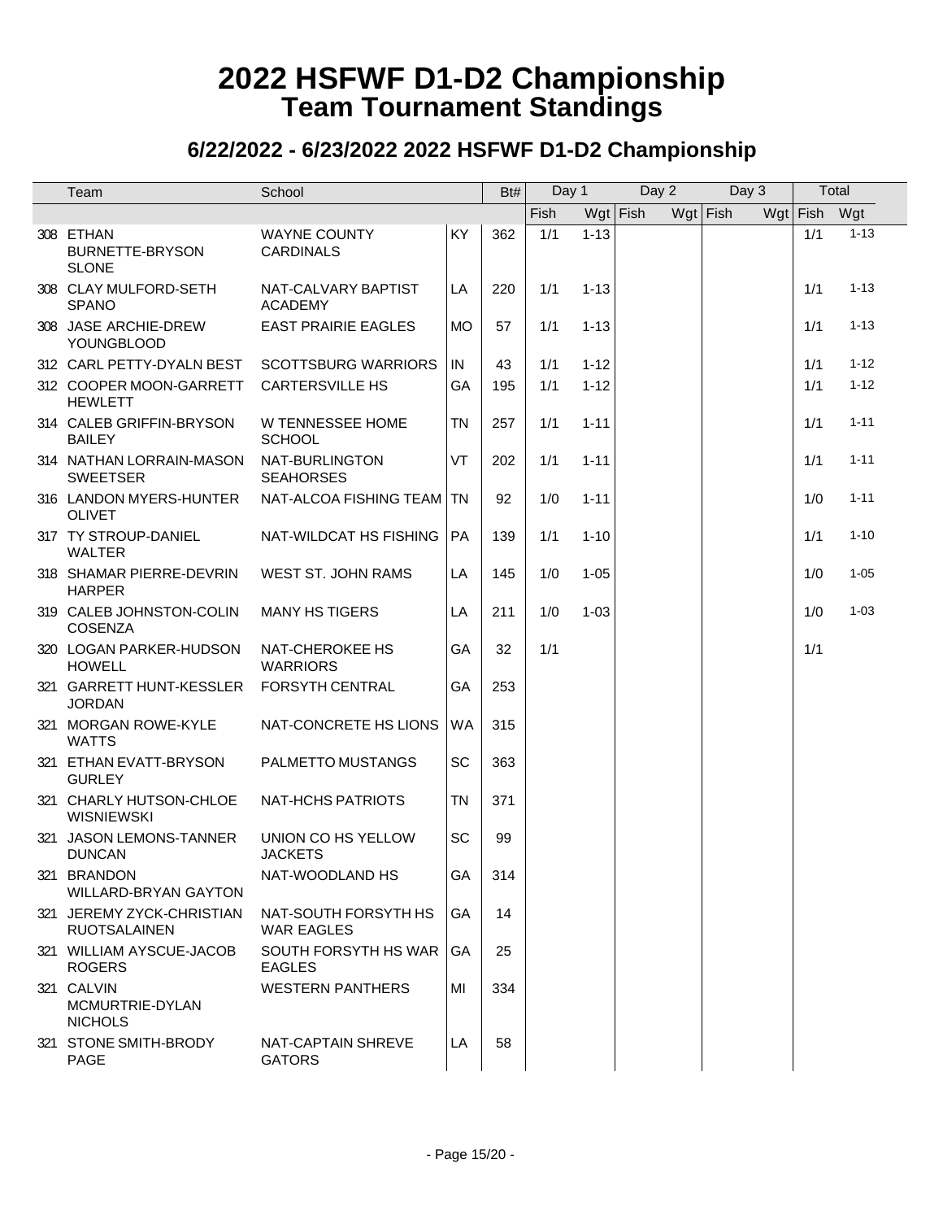# 2022 HSFWF D1-D2 Championship
## Team Tournament Standings

### 6/22/2022 - 6/23/2022 2022 HSFWF D1-D2 Championship

| | Team | School | | Bt# | Day 1 | | Day 2 | | Day 3 | | Total | |
|---|---|---|---|---|---|---|---|---|---|---|---|---|
| | | | | | Fish | Wgt | Fish | Wgt | Fish | Wgt | Fish | Wgt |
| 308 | ETHAN BURNETTE-BRYSON SLONE | WAYNE COUNTY CARDINALS | KY | 362 | 1/1 | 1-13 | | | | | 1/1 | 1-13 |
| 308 | CLAY MULFORD-SETH SPANO | NAT-CALVARY BAPTIST ACADEMY | LA | 220 | 1/1 | 1-13 | | | | | 1/1 | 1-13 |
| 308 | JASE ARCHIE-DREW YOUNGBLOOD | EAST PRAIRIE EAGLES | MO | 57 | 1/1 | 1-13 | | | | | 1/1 | 1-13 |
| 312 | CARL PETTY-DYALN BEST | SCOTTSBURG WARRIORS | IN | 43 | 1/1 | 1-12 | | | | | 1/1 | 1-12 |
| 312 | COOPER MOON-GARRETT HEWLETT | CARTERSVILLE HS | GA | 195 | 1/1 | 1-12 | | | | | 1/1 | 1-12 |
| 314 | CALEB GRIFFIN-BRYSON BAILEY | W TENNESSEE HOME SCHOOL | TN | 257 | 1/1 | 1-11 | | | | | 1/1 | 1-11 |
| 314 | NATHAN LORRAIN-MASON SWEETSER | NAT-BURLINGTON SEAHORSES | VT | 202 | 1/1 | 1-11 | | | | | 1/1 | 1-11 |
| 316 | LANDON MYERS-HUNTER OLIVET | NAT-ALCOA FISHING TEAM | TN | 92 | 1/0 | 1-11 | | | | | 1/0 | 1-11 |
| 317 | TY STROUP-DANIEL WALTER | NAT-WILDCAT HS FISHING | PA | 139 | 1/1 | 1-10 | | | | | 1/1 | 1-10 |
| 318 | SHAMAR PIERRE-DEVRIN HARPER | WEST ST. JOHN RAMS | LA | 145 | 1/0 | 1-05 | | | | | 1/0 | 1-05 |
| 319 | CALEB JOHNSTON-COLIN COSENZA | MANY HS TIGERS | LA | 211 | 1/0 | 1-03 | | | | | 1/0 | 1-03 |
| 320 | LOGAN PARKER-HUDSON HOWELL | NAT-CHEROKEE HS WARRIORS | GA | 32 | 1/1 | | | | | | 1/1 | |
| 321 | GARRETT HUNT-KESSLER JORDAN | FORSYTH CENTRAL | GA | 253 | | | | | | | | |
| 321 | MORGAN ROWE-KYLE WATTS | NAT-CONCRETE HS LIONS | WA | 315 | | | | | | | | |
| 321 | ETHAN EVATT-BRYSON GURLEY | PALMETTO MUSTANGS | SC | 363 | | | | | | | | |
| 321 | CHARLY HUTSON-CHLOE WISNIEWSKI | NAT-HCHS PATRIOTS | TN | 371 | | | | | | | | |
| 321 | JASON LEMONS-TANNER DUNCAN | UNION CO HS YELLOW JACKETS | SC | 99 | | | | | | | | |
| 321 | BRANDON WILLARD-BRYAN GAYTON | NAT-WOODLAND HS | GA | 314 | | | | | | | | |
| 321 | JEREMY ZYCK-CHRISTIAN RUOTSALAINEN | NAT-SOUTH FORSYTH HS WAR EAGLES | GA | 14 | | | | | | | | |
| 321 | WILLIAM AYSCUE-JACOB ROGERS | SOUTH FORSYTH HS WAR EAGLES | GA | 25 | | | | | | | | |
| 321 | CALVIN MCMURTRIE-DYLAN NICHOLS | WESTERN PANTHERS | MI | 334 | | | | | | | | |
| 321 | STONE SMITH-BRODY PAGE | NAT-CAPTAIN SHREVE GATORS | LA | 58 | | | | | | | | |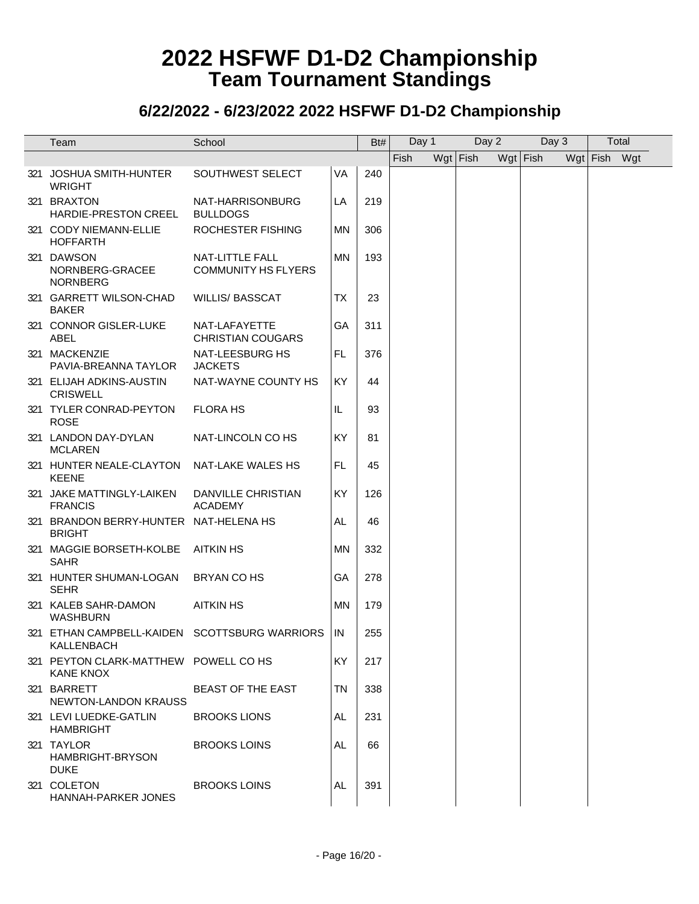# 2022 HSFWF D1-D2 Championship
## Team Tournament Standings

### 6/22/2022 - 6/23/2022 2022 HSFWF D1-D2 Championship

| | Team | School | | Bt# | Day 1 | | Day 2 | | Day 3 | | Total | |
|---|---|---|---|---|---|---|---|---|---|---|---|---|
| | | | | | Fish | Wgt | Fish | Wgt | Fish | Wgt | Fish | Wgt |
| 321 | JOSHUA SMITH-HUNTER WRIGHT | SOUTHWEST SELECT | VA | 240 | | | | | | | | |
| 321 | BRAXTON HARDIE-PRESTON CREEL | NAT-HARRISONBURG BULLDOGS | LA | 219 | | | | | | | | |
| 321 | CODY NIEMANN-ELLIE HOFFARTH | ROCHESTER FISHING | MN | 306 | | | | | | | | |
| 321 | DAWSON NORNBERG-GRACEE NORNBERG | NAT-LITTLE FALL COMMUNITY HS FLYERS | MN | 193 | | | | | | | | |
| 321 | GARRETT WILSON-CHAD BAKER | WILLIS/ BASSCAT | TX | 23 | | | | | | | | |
| 321 | CONNOR GISLER-LUKE ABEL | NAT-LAFAYETTE CHRISTIAN COUGARS | GA | 311 | | | | | | | | |
| 321 | MACKENZIE PAVIA-BREANNA TAYLOR | NAT-LEESBURG HS JACKETS | FL | 376 | | | | | | | | |
| 321 | ELIJAH ADKINS-AUSTIN CRISWELL | NAT-WAYNE COUNTY HS | KY | 44 | | | | | | | | |
| 321 | TYLER CONRAD-PEYTON ROSE | FLORA HS | IL | 93 | | | | | | | | |
| 321 | LANDON DAY-DYLAN MCLAREN | NAT-LINCOLN CO HS | KY | 81 | | | | | | | | |
| 321 | HUNTER NEALE-CLAYTON KEENE | NAT-LAKE WALES HS | FL | 45 | | | | | | | | |
| 321 | JAKE MATTINGLY-LAIKEN FRANCIS | DANVILLE CHRISTIAN ACADEMY | KY | 126 | | | | | | | | |
| 321 | BRANDON BERRY-HUNTER BRIGHT | NAT-HELENA HS | AL | 46 | | | | | | | | |
| 321 | MAGGIE BORSETH-KOLBE SAHR | AITKIN HS | MN | 332 | | | | | | | | |
| 321 | HUNTER SHUMAN-LOGAN SEHR | BRYAN CO HS | GA | 278 | | | | | | | | |
| 321 | KALEB SAHR-DAMON WASHBURN | AITKIN HS | MN | 179 | | | | | | | | |
| 321 | ETHAN CAMPBELL-KAIDEN KALLENBACH | SCOTTSBURG WARRIORS | IN | 255 | | | | | | | | |
| 321 | PEYTON CLARK-MATTHEW KANE KNOX | POWELL CO HS | KY | 217 | | | | | | | | |
| 321 | BARRETT NEWTON-LANDON KRAUSS | BEAST OF THE EAST | TN | 338 | | | | | | | | |
| 321 | LEVI LUEDKE-GATLIN HAMBRIGHT | BROOKS LIONS | AL | 231 | | | | | | | | |
| 321 | TAYLOR HAMBRIGHT-BRYSON DUKE | BROOKS LOINS | AL | 66 | | | | | | | | |
| 321 | COLETON HANNAH-PARKER JONES | BROOKS LOINS | AL | 391 | | | | | | | | |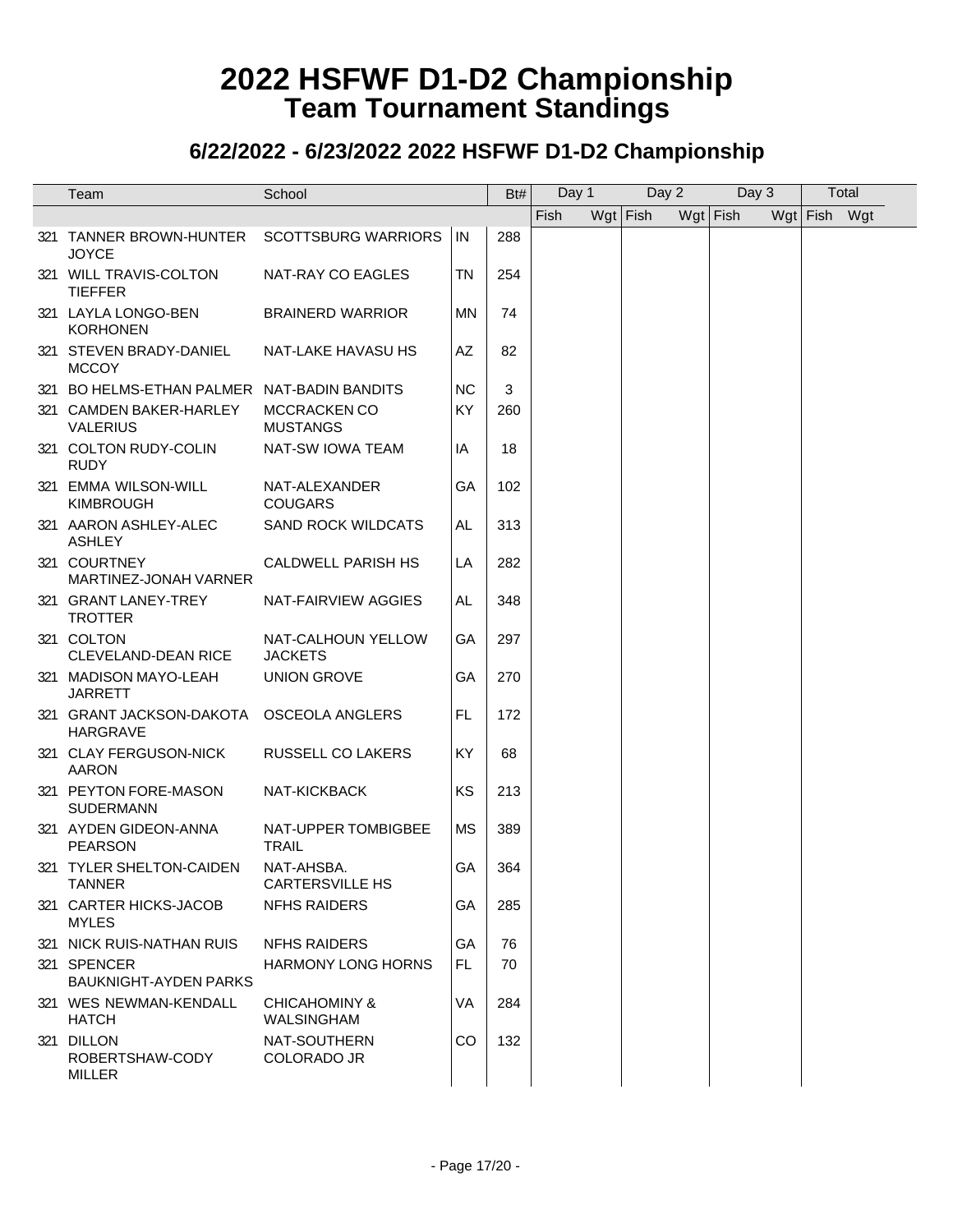# 2022 HSFWF D1-D2 Championship
## Team Tournament Standings

### 6/22/2022 - 6/23/2022 2022 HSFWF D1-D2 Championship

| | Team | School | | Bt# | Day 1 | | Day 2 | | Day 3 | | Total | |
|---|---|---|---|---|---|---|---|---|---|---|---|---|
| | | | | | Fish | Wgt | Fish | Wgt | Fish | Wgt | Fish | Wgt |
| 321 | TANNER BROWN-HUNTER JOYCE | SCOTTSBURG WARRIORS | IN | 288 | | | | | | | | |
| 321 | WILL TRAVIS-COLTON TIEFFER | NAT-RAY CO EAGLES | TN | 254 | | | | | | | | |
| 321 | LAYLA LONGO-BEN KORHONEN | BRAINERD WARRIOR | MN | 74 | | | | | | | | |
| 321 | STEVEN BRADY-DANIEL MCCOY | NAT-LAKE HAVASU HS | AZ | 82 | | | | | | | | |
| 321 | BO HELMS-ETHAN PALMER | NAT-BADIN BANDITS | NC | 3 | | | | | | | | |
| 321 | CAMDEN BAKER-HARLEY VALERIUS | MCCRACKEN CO MUSTANGS | KY | 260 | | | | | | | | |
| 321 | COLTON RUDY-COLIN RUDY | NAT-SW IOWA TEAM | IA | 18 | | | | | | | | |
| 321 | EMMA WILSON-WILL KIMBROUGH | NAT-ALEXANDER COUGARS | GA | 102 | | | | | | | | |
| 321 | AARON ASHLEY-ALEC ASHLEY | SAND ROCK WILDCATS | AL | 313 | | | | | | | | |
| 321 | COURTNEY MARTINEZ-JONAH VARNER | CALDWELL PARISH HS | LA | 282 | | | | | | | | |
| 321 | GRANT LANEY-TREY TROTTER | NAT-FAIRVIEW AGGIES | AL | 348 | | | | | | | | |
| 321 | COLTON CLEVELAND-DEAN RICE | NAT-CALHOUN YELLOW JACKETS | GA | 297 | | | | | | | | |
| 321 | MADISON MAYO-LEAH JARRETT | UNION GROVE | GA | 270 | | | | | | | | |
| 321 | GRANT JACKSON-DAKOTA HARGRAVE | OSCEOLA ANGLERS | FL | 172 | | | | | | | | |
| 321 | CLAY FERGUSON-NICK AARON | RUSSELL CO LAKERS | KY | 68 | | | | | | | | |
| 321 | PEYTON FORE-MASON SUDERMANN | NAT-KICKBACK | KS | 213 | | | | | | | | |
| 321 | AYDEN GIDEON-ANNA PEARSON | NAT-UPPER TOMBIGBEE TRAIL | MS | 389 | | | | | | | | |
| 321 | TYLER SHELTON-CAIDEN TANNER | NAT-AHSBA. CARTERSVILLE HS | GA | 364 | | | | | | | | |
| 321 | CARTER HICKS-JACOB MYLES | NFHS RAIDERS | GA | 285 | | | | | | | | |
| 321 | NICK RUIS-NATHAN RUIS | NFHS RAIDERS | GA | 76 | | | | | | | | |
| 321 | SPENCER BAUKNIGHT-AYDEN PARKS | HARMONY LONG HORNS | FL | 70 | | | | | | | | |
| 321 | WES NEWMAN-KENDALL HATCH | CHICAHOMINY & WALSINGHAM | VA | 284 | | | | | | | | |
| 321 | DILLON ROBERTSHAW-CODY MILLER | NAT-SOUTHERN COLORADO JR | CO | 132 | | | | | | | | |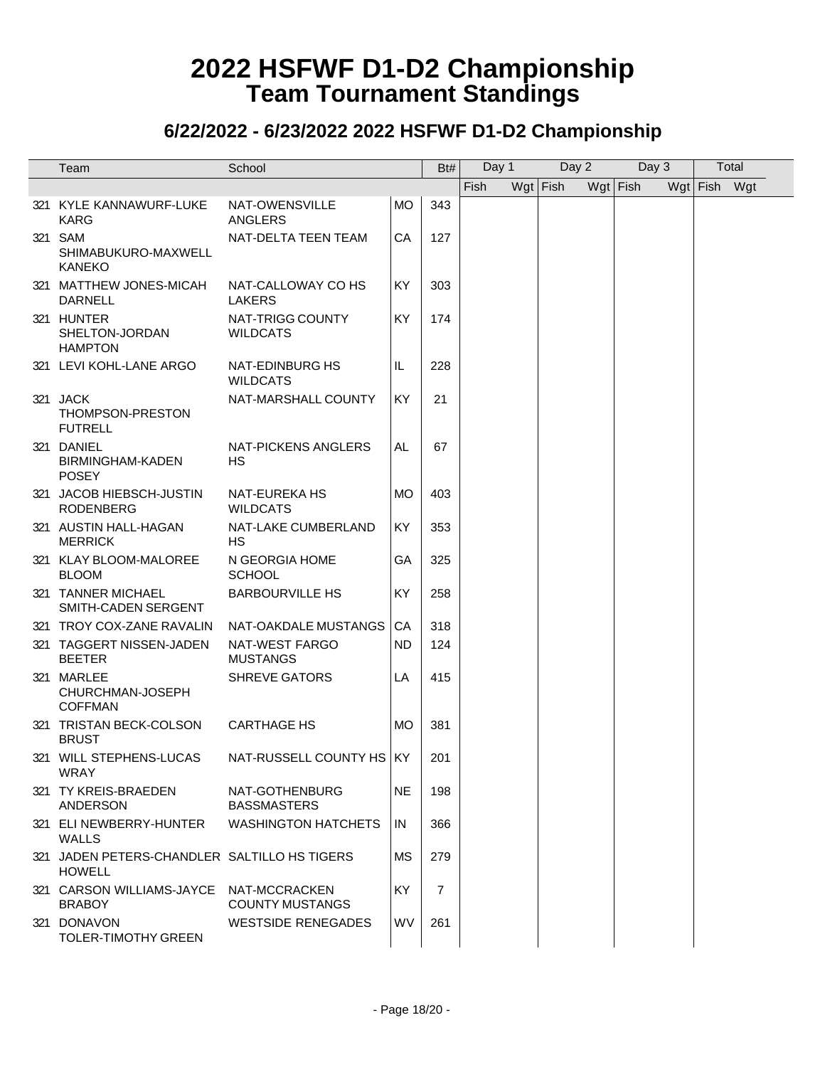# 2022 HSFWF D1-D2 Championship

## Team Tournament Standings

### 6/22/2022 - 6/23/2022 2022 HSFWF D1-D2 Championship

| | Team | School | | Bt# | Day 1 | | Day 2 | | Day 3 | | Total | |
|---|---|---|---|---|---|---|---|---|---|---|---|---|
| | | | | | Fish | Wgt | Fish | Wgt | Fish | Wgt | Fish | Wgt |
| 321 | KYLE KANNAWURF-LUKE KARG | NAT-OWENSVILLE ANGLERS | MO | 343 | | | | | | | | |
| 321 | SAM SHIMABUKURO-MAXWELL KANEKO | NAT-DELTA TEEN TEAM | CA | 127 | | | | | | | | |
| 321 | MATTHEW JONES-MICAH DARNELL | NAT-CALLOWAY CO HS LAKERS | KY | 303 | | | | | | | | |
| 321 | HUNTER SHELTON-JORDAN HAMPTON | NAT-TRIGG COUNTY WILDCATS | KY | 174 | | | | | | | | |
| 321 | LEVI KOHL-LANE ARGO | NAT-EDINBURG HS WILDCATS | IL | 228 | | | | | | | | |
| 321 | JACK THOMPSON-PRESTON FUTRELL | NAT-MARSHALL COUNTY | KY | 21 | | | | | | | | |
| 321 | DANIEL BIRMINGHAM-KADEN POSEY | NAT-PICKENS ANGLERS HS | AL | 67 | | | | | | | | |
| 321 | JACOB HIEBSCH-JUSTIN RODENBERG | NAT-EUREKA HS WILDCATS | MO | 403 | | | | | | | | |
| 321 | AUSTIN HALL-HAGAN MERRICK | NAT-LAKE CUMBERLAND HS | KY | 353 | | | | | | | | |
| 321 | KLAY BLOOM-MALOREE BLOOM | N GEORGIA HOME SCHOOL | GA | 325 | | | | | | | | |
| 321 | TANNER MICHAEL SMITH-CADEN SERGENT | BARBOURVILLE HS | KY | 258 | | | | | | | | |
| 321 | TROY COX-ZANE RAVALIN | NAT-OAKDALE MUSTANGS | CA | 318 | | | | | | | | |
| 321 | TAGGERT NISSEN-JADEN BEETER | NAT-WEST FARGO MUSTANGS | ND | 124 | | | | | | | | |
| 321 | MARLEE CHURCHMAN-JOSEPH COFFMAN | SHREVE GATORS | LA | 415 | | | | | | | | |
| 321 | TRISTAN BECK-COLSON BRUST | CARTHAGE HS | MO | 381 | | | | | | | | |
| 321 | WILL STEPHENS-LUCAS WRAY | NAT-RUSSELL COUNTY HS | KY | 201 | | | | | | | | |
| 321 | TY KREIS-BRAEDEN ANDERSON | NAT-GOTHENBURG BASSMASTERS | NE | 198 | | | | | | | | |
| 321 | ELI NEWBERRY-HUNTER WALLS | WASHINGTON HATCHETS | IN | 366 | | | | | | | | |
| 321 | JADEN PETERS-CHANDLER HOWELL | SALTILLO HS TIGERS | MS | 279 | | | | | | | | |
| 321 | CARSON WILLIAMS-JAYCE BRABOY | NAT-MCCRACKEN COUNTY MUSTANGS | KY | 7 | | | | | | | | |
| 321 | DONAVON TOLER-TIMOTHY GREEN | WESTSIDE RENEGADES | WV | 261 | | | | | | | | |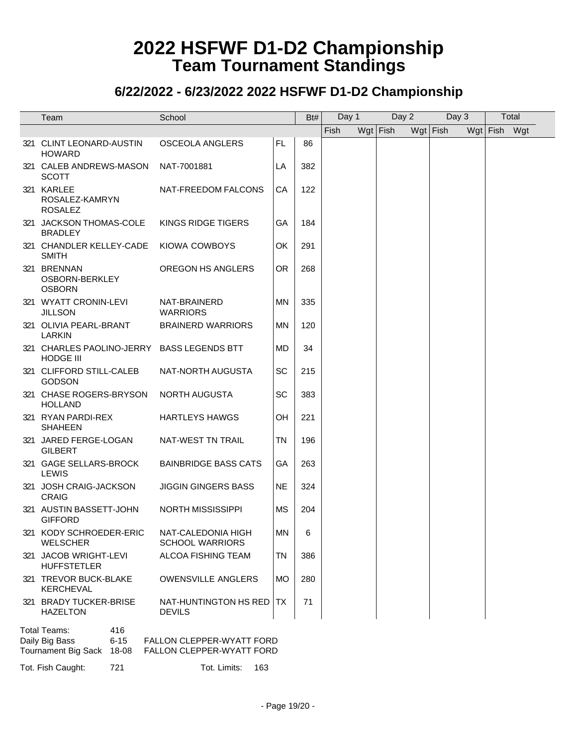# 2022 HSFWF D1-D2 Championship
## Team Tournament Standings

### 6/22/2022 - 6/23/2022 2022 HSFWF D1-D2 Championship

| | Team | School | | Bt# | Day 1 | | Day 2 | | Day 3 | | Total | |
|---|---|---|---|---|---|---|---|---|---|---|---|---|
| | | | | | Fish | Wgt | Fish | Wgt | Fish | Wgt | Fish | Wgt |
| 321 | CLINT LEONARD-AUSTIN HOWARD | OSCEOLA ANGLERS | FL | 86 | | | | | | | | |
| 321 | CALEB ANDREWS-MASON SCOTT | NAT-7001881 | LA | 382 | | | | | | | | |
| 321 | KARLEE ROSALEZ-KAMRYN ROSALEZ | NAT-FREEDOM FALCONS | CA | 122 | | | | | | | | |
| 321 | JACKSON THOMAS-COLE BRADLEY | KINGS RIDGE TIGERS | GA | 184 | | | | | | | | |
| 321 | CHANDLER KELLEY-CADE SMITH | KIOWA COWBOYS | OK | 291 | | | | | | | | |
| 321 | BRENNAN OSBORN-BERKLEY OSBORN | OREGON HS ANGLERS | OR | 268 | | | | | | | | |
| 321 | WYATT CRONIN-LEVI JILLSON | NAT-BRAINERD WARRIORS | MN | 335 | | | | | | | | |
| 321 | OLIVIA PEARL-BRANT LARKIN | BRAINERD WARRIORS | MN | 120 | | | | | | | | |
| 321 | CHARLES PAOLINO-JERRY HODGE III | BASS LEGENDS BTT | MD | 34 | | | | | | | | |
| 321 | CLIFFORD STILL-CALEB GODSON | NAT-NORTH AUGUSTA | SC | 215 | | | | | | | | |
| 321 | CHASE ROGERS-BRYSON HOLLAND | NORTH AUGUSTA | SC | 383 | | | | | | | | |
| 321 | RYAN PARDI-REX SHAHEEN | HARTLEYS HAWGS | OH | 221 | | | | | | | | |
| 321 | JARED FERGE-LOGAN GILBERT | NAT-WEST TN TRAIL | TN | 196 | | | | | | | | |
| 321 | GAGE SELLARS-BROCK LEWIS | BAINBRIDGE BASS CATS | GA | 263 | | | | | | | | |
| 321 | JOSH CRAIG-JACKSON CRAIG | JIGGIN GINGERS BASS | NE | 324 | | | | | | | | |
| 321 | AUSTIN BASSETT-JOHN GIFFORD | NORTH MISSISSIPPI | MS | 204 | | | | | | | | |
| 321 | KODY SCHROEDER-ERIC WELSCHER | NAT-CALEDONIA HIGH SCHOOL WARRIORS | MN | 6 | | | | | | | | |
| 321 | JACOB WRIGHT-LEVI HUFFSTETLER | ALCOA FISHING TEAM | TN | 386 | | | | | | | | |
| 321 | TREVOR BUCK-BLAKE KERCHEVAL | OWENSVILLE ANGLERS | MO | 280 | | | | | | | | |
| 321 | BRADY TUCKER-BRISE HAZELTON | NAT-HUNTINGTON HS RED DEVILS | TX | 71 | | | | | | | | |

Total Teams: 416
Daily Big Bass 6-15 FALLON CLEPPER-WYATT FORD
Tournament Big Sack 18-08 FALLON CLEPPER-WYATT FORD

Tot. Fish Caught: 721 Tot. Limits: 163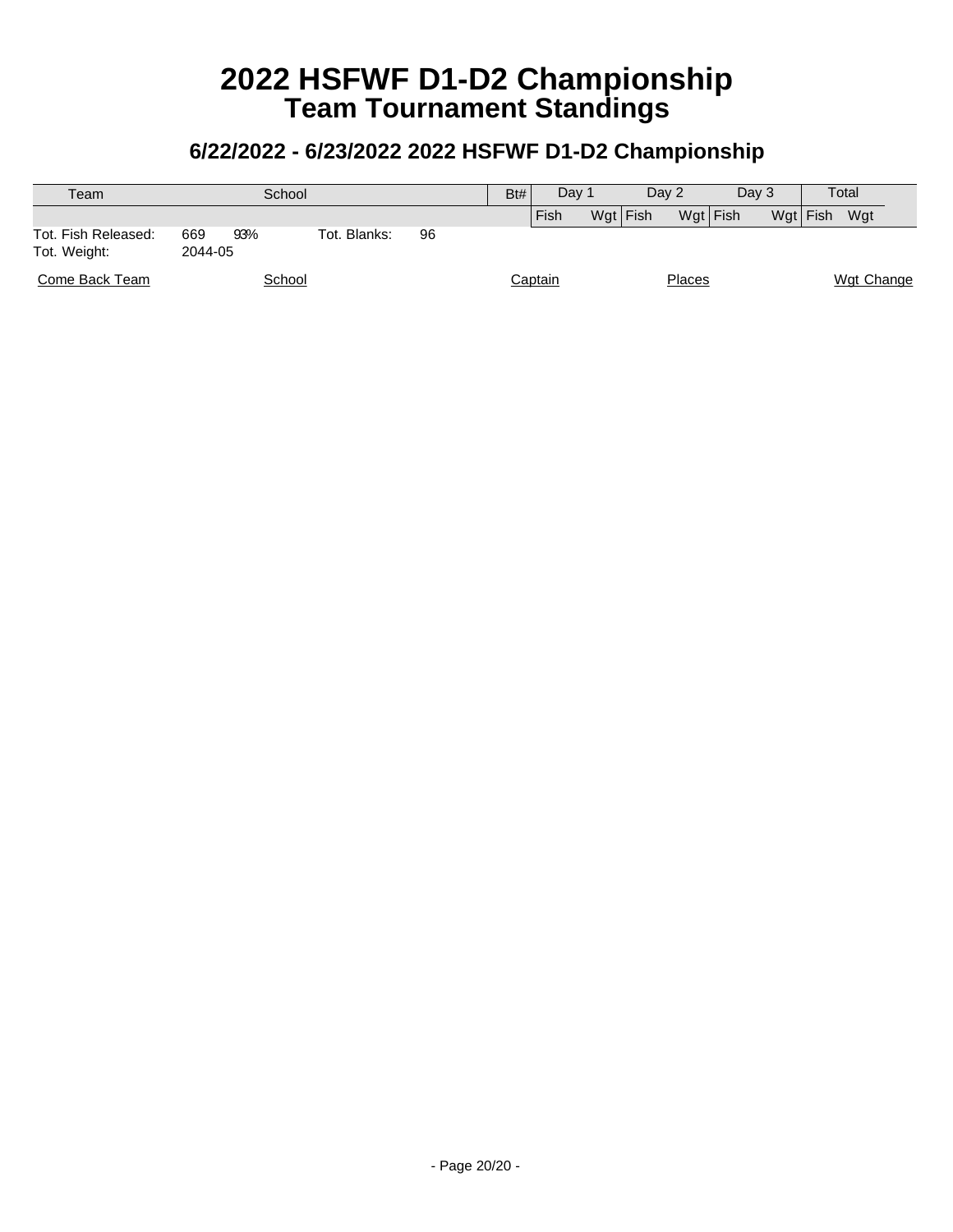# 2022 HSFWF D1-D2 Championship
## Team Tournament Standings

### 6/22/2022 - 6/23/2022 2022 HSFWF D1-D2 Championship

| Team | School | Bt# | Day 1 | | Day 2 | | Day 3 | | Total | |
|---|---|---|---|---|---|---|---|---|---|---|
| | | | Fish | Wgt | Fish | Wgt | Fish | Wgt | Fish | Wgt |

Tot. Fish Released: 669 93% Tot. Blanks: 96
Tot. Weight: 2044-05

| Come Back Team | School | Captain | Places | Wgt Change |
|---|---|---|---|---|